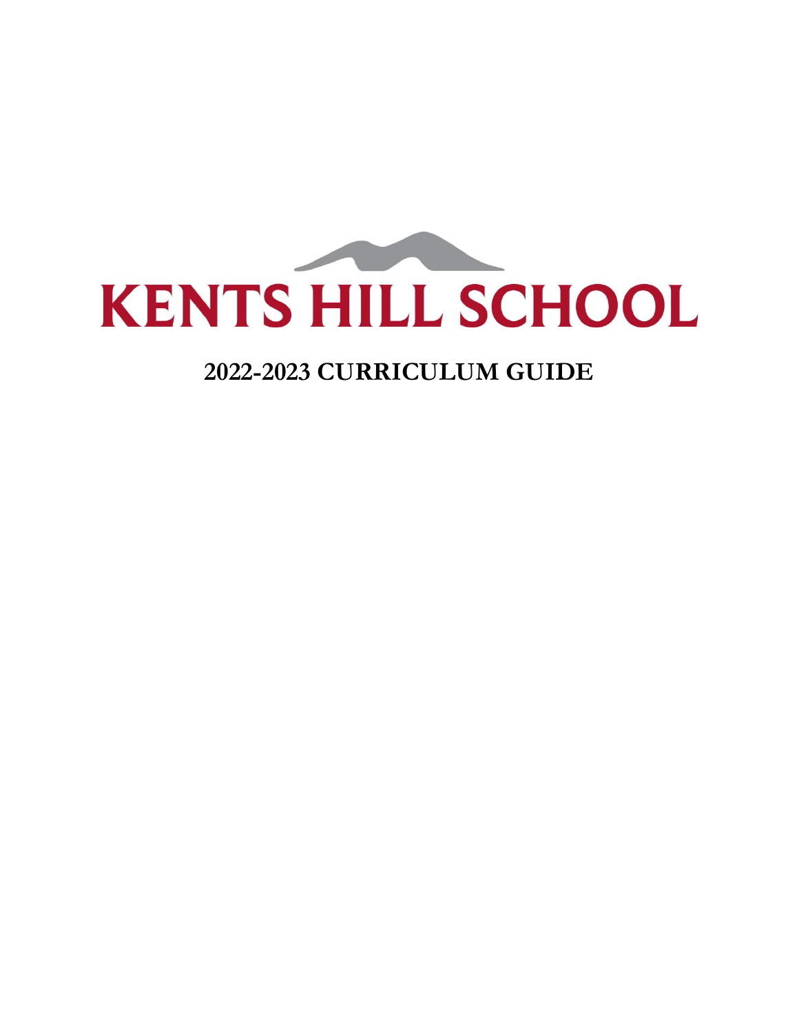# KENTS HILL SCHOOL

## 2022-2023 CURRICULUM GUIDE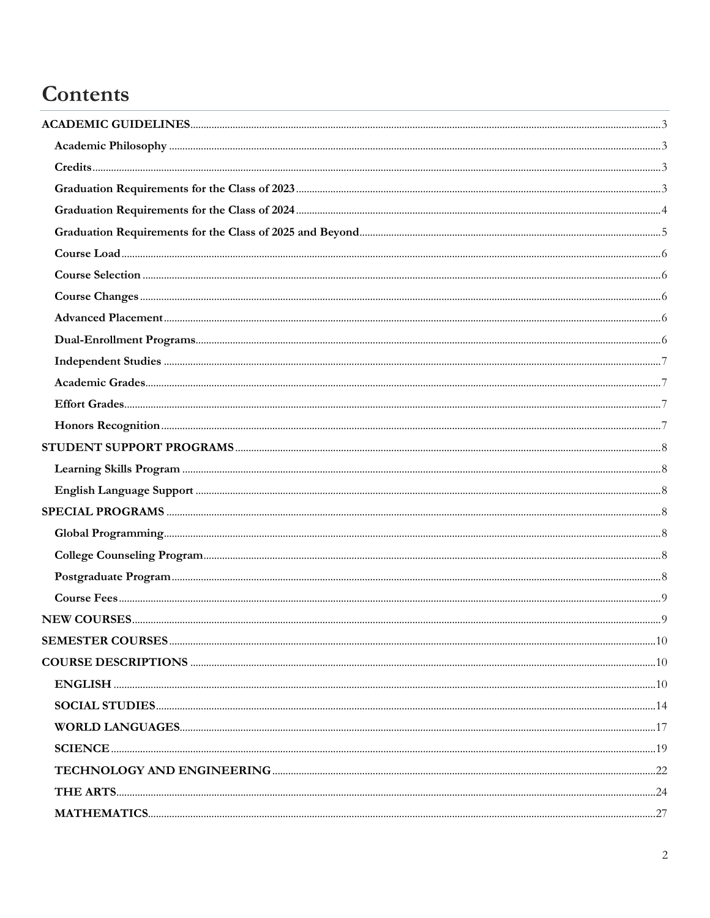# Contents

- ACADEMIC GUIDELINES ........ 3
  - Academic Philosophy ........ 3
  - Credits ........ 3
  - Graduation Requirements for the Class of 2023 ........ 3
  - Graduation Requirements for the Class of 2024 ........ 4
  - Graduation Requirements for the Class of 2025 and Beyond ........ 5
  - Course Load ........ 6
  - Course Selection ........ 6
  - Course Changes ........ 6
  - Advanced Placement ........ 6
  - Dual-Enrollment Programs ........ 6
  - Independent Studies ........ 7
  - Academic Grades ........ 7
  - Effort Grades ........ 7
  - Honors Recognition ........ 7
- STUDENT SUPPORT PROGRAMS ........ 8
  - Learning Skills Program ........ 8
  - English Language Support ........ 8
- SPECIAL PROGRAMS ........ 8
  - Global Programming ........ 8
  - College Counseling Program ........ 8
  - Postgraduate Program ........ 8
  - Course Fees ........ 9
- NEW COURSES ........ 9
- SEMESTER COURSES ........ 10
- COURSE DESCRIPTIONS ........ 10
  - ENGLISH ........ 10
  - SOCIAL STUDIES ........ 14
  - WORLD LANGUAGES ........ 17
  - SCIENCE ........ 19
  - TECHNOLOGY AND ENGINEERING ........ 22
  - THE ARTS ........ 24
  - MATHEMATICS ........ 27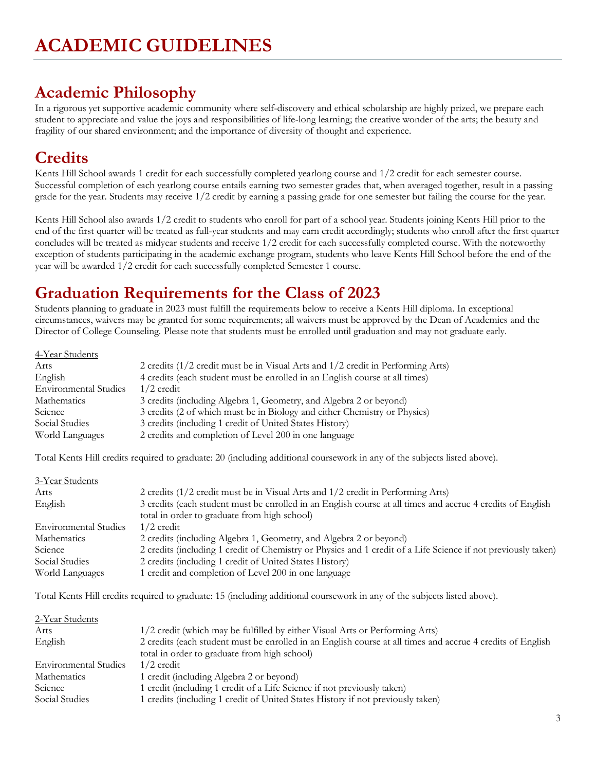# ACADEMIC GUIDELINES

## Academic Philosophy

In a rigorous yet supportive academic community where self-discovery and ethical scholarship are highly prized, we prepare each student to appreciate and value the joys and responsibilities of life-long learning; the creative wonder of the arts; the beauty and fragility of our shared environment; and the importance of diversity of thought and experience.

## Credits

Kents Hill School awards 1 credit for each successfully completed yearlong course and 1/2 credit for each semester course. Successful completion of each yearlong course entails earning two semester grades that, when averaged together, result in a passing grade for the year. Students may receive 1/2 credit by earning a passing grade for one semester but failing the course for the year.

Kents Hill School also awards 1/2 credit to students who enroll for part of a school year. Students joining Kents Hill prior to the end of the first quarter will be treated as full-year students and may earn credit accordingly; students who enroll after the first quarter concludes will be treated as midyear students and receive 1/2 credit for each successfully completed course. With the noteworthy exception of students participating in the academic exchange program, students who leave Kents Hill School before the end of the year will be awarded 1/2 credit for each successfully completed Semester 1 course.

## Graduation Requirements for the Class of 2023

Students planning to graduate in 2023 must fulfill the requirements below to receive a Kents Hill diploma. In exceptional circumstances, waivers may be granted for some requirements; all waivers must be approved by the Dean of Academics and the Director of College Counseling. Please note that students must be enrolled until graduation and may not graduate early.

<u>4-Year Students</u>

| | |
|---|---|
| Arts | 2 credits (1/2 credit must be in Visual Arts and 1/2 credit in Performing Arts) |
| English | 4 credits (each student must be enrolled in an English course at all times) |
| Environmental Studies | 1/2 credit |
| Mathematics | 3 credits (including Algebra 1, Geometry, and Algebra 2 or beyond) |
| Science | 3 credits (2 of which must be in Biology and either Chemistry or Physics) |
| Social Studies | 3 credits (including 1 credit of United States History) |
| World Languages | 2 credits and completion of Level 200 in one language |

Total Kents Hill credits required to graduate: 20 (including additional coursework in any of the subjects listed above).

<u>3-Year Students</u>

| | |
|---|---|
| Arts | 2 credits (1/2 credit must be in Visual Arts and 1/2 credit in Performing Arts) |
| English | 3 credits (each student must be enrolled in an English course at all times and accrue 4 credits of English total in order to graduate from high school) |
| Environmental Studies | 1/2 credit |
| Mathematics | 2 credits (including Algebra 1, Geometry, and Algebra 2 or beyond) |
| Science | 2 credits (including 1 credit of Chemistry or Physics and 1 credit of a Life Science if not previously taken) |
| Social Studies | 2 credits (including 1 credit of United States History) |
| World Languages | 1 credit and completion of Level 200 in one language |

Total Kents Hill credits required to graduate: 15 (including additional coursework in any of the subjects listed above).

<u>2-Year Students</u>

| | |
|---|---|
| Arts | 1/2 credit (which may be fulfilled by either Visual Arts or Performing Arts) |
| English | 2 credits (each student must be enrolled in an English course at all times and accrue 4 credits of English total in order to graduate from high school) |
| Environmental Studies | 1/2 credit |
| Mathematics | 1 credit (including Algebra 2 or beyond) |
| Science | 1 credit (including 1 credit of a Life Science if not previously taken) |
| Social Studies | 1 credits (including 1 credit of United States History if not previously taken) |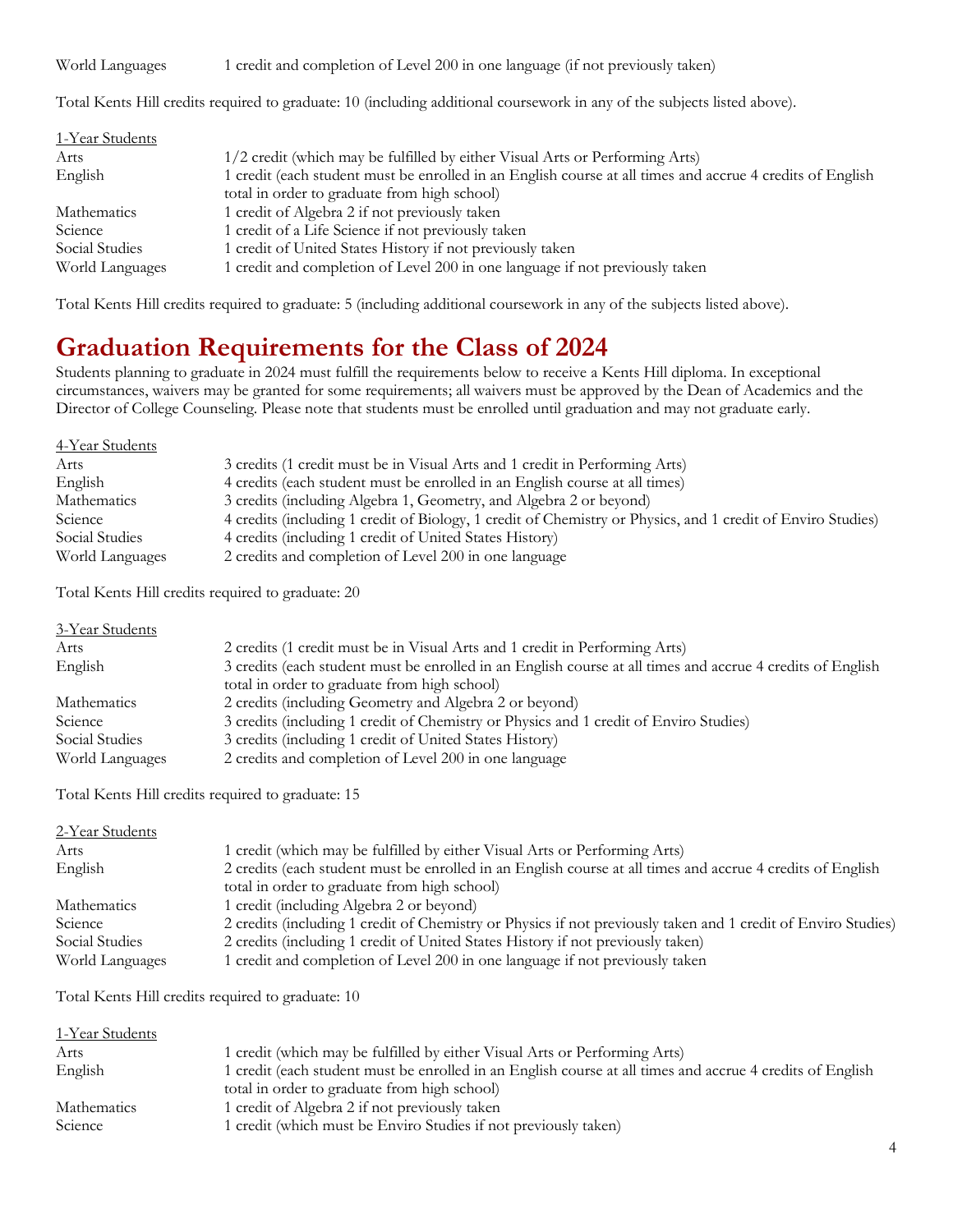| | |
|---|---|
| World Languages | 1 credit and completion of Level 200 in one language (if not previously taken) |

Total Kents Hill credits required to graduate: 10 (including additional coursework in any of the subjects listed above).

<u>1-Year Students</u>

| | |
|---|---|
| Arts | 1/2 credit (which may be fulfilled by either Visual Arts or Performing Arts) |
| English | 1 credit (each student must be enrolled in an English course at all times and accrue 4 credits of English total in order to graduate from high school) |
| Mathematics | 1 credit of Algebra 2 if not previously taken |
| Science | 1 credit of a Life Science if not previously taken |
| Social Studies | 1 credit of United States History if not previously taken |
| World Languages | 1 credit and completion of Level 200 in one language if not previously taken |

Total Kents Hill credits required to graduate: 5 (including additional coursework in any of the subjects listed above).

# Graduation Requirements for the Class of 2024

Students planning to graduate in 2024 must fulfill the requirements below to receive a Kents Hill diploma. In exceptional circumstances, waivers may be granted for some requirements; all waivers must be approved by the Dean of Academics and the Director of College Counseling. Please note that students must be enrolled until graduation and may not graduate early.

<u>4-Year Students</u>

| | |
|---|---|
| Arts | 3 credits (1 credit must be in Visual Arts and 1 credit in Performing Arts) |
| English | 4 credits (each student must be enrolled in an English course at all times) |
| Mathematics | 3 credits (including Algebra 1, Geometry, and Algebra 2 or beyond) |
| Science | 4 credits (including 1 credit of Biology, 1 credit of Chemistry or Physics, and 1 credit of Enviro Studies) |
| Social Studies | 4 credits (including 1 credit of United States History) |
| World Languages | 2 credits and completion of Level 200 in one language |

Total Kents Hill credits required to graduate: 20

<u>3-Year Students</u>

| | |
|---|---|
| Arts | 2 credits (1 credit must be in Visual Arts and 1 credit in Performing Arts) |
| English | 3 credits (each student must be enrolled in an English course at all times and accrue 4 credits of English total in order to graduate from high school) |
| Mathematics | 2 credits (including Geometry and Algebra 2 or beyond) |
| Science | 3 credits (including 1 credit of Chemistry or Physics and 1 credit of Enviro Studies) |
| Social Studies | 3 credits (including 1 credit of United States History) |
| World Languages | 2 credits and completion of Level 200 in one language |

Total Kents Hill credits required to graduate: 15

<u>2-Year Students</u>

| | |
|---|---|
| Arts | 1 credit (which may be fulfilled by either Visual Arts or Performing Arts) |
| English | 2 credits (each student must be enrolled in an English course at all times and accrue 4 credits of English total in order to graduate from high school) |
| Mathematics | 1 credit (including Algebra 2 or beyond) |
| Science | 2 credits (including 1 credit of Chemistry or Physics if not previously taken and 1 credit of Enviro Studies) |
| Social Studies | 2 credits (including 1 credit of United States History if not previously taken) |
| World Languages | 1 credit and completion of Level 200 in one language if not previously taken |

Total Kents Hill credits required to graduate: 10

<u>1-Year Students</u>

| | |
|---|---|
| Arts | 1 credit (which may be fulfilled by either Visual Arts or Performing Arts) |
| English | 1 credit (each student must be enrolled in an English course at all times and accrue 4 credits of English total in order to graduate from high school) |
| Mathematics | 1 credit of Algebra 2 if not previously taken |
| Science | 1 credit (which must be Enviro Studies if not previously taken) |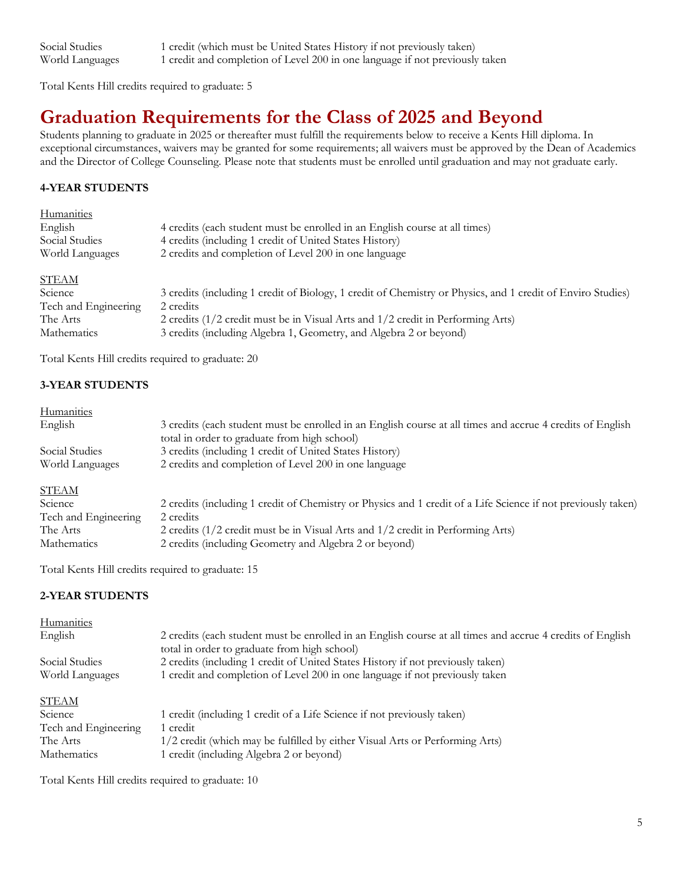| | |
|---|---|
| Social Studies | 1 credit (which must be United States History if not previously taken) |
| World Languages | 1 credit and completion of Level 200 in one language if not previously taken |

Total Kents Hill credits required to graduate: 5

# Graduation Requirements for the Class of 2025 and Beyond

Students planning to graduate in 2025 or thereafter must fulfill the requirements below to receive a Kents Hill diploma. In exceptional circumstances, waivers may be granted for some requirements; all waivers must be approved by the Dean of Academics and the Director of College Counseling. Please note that students must be enrolled until graduation and may not graduate early.

**4-YEAR STUDENTS**

<u>Humanities</u>

| | |
|---|---|
| English | 4 credits (each student must be enrolled in an English course at all times) |
| Social Studies | 4 credits (including 1 credit of United States History) |
| World Languages | 2 credits and completion of Level 200 in one language |

<u>STEAM</u>

| | |
|---|---|
| Science | 3 credits (including 1 credit of Biology, 1 credit of Chemistry or Physics, and 1 credit of Enviro Studies) |
| Tech and Engineering | 2 credits |
| The Arts | 2 credits (1/2 credit must be in Visual Arts and 1/2 credit in Performing Arts) |
| Mathematics | 3 credits (including Algebra 1, Geometry, and Algebra 2 or beyond) |

Total Kents Hill credits required to graduate: 20

**3-YEAR STUDENTS**

<u>Humanities</u>

| | |
|---|---|
| English | 3 credits (each student must be enrolled in an English course at all times and accrue 4 credits of English total in order to graduate from high school) |
| Social Studies | 3 credits (including 1 credit of United States History) |
| World Languages | 2 credits and completion of Level 200 in one language |

<u>STEAM</u>

| | |
|---|---|
| Science | 2 credits (including 1 credit of Chemistry or Physics and 1 credit of a Life Science if not previously taken) |
| Tech and Engineering | 2 credits |
| The Arts | 2 credits (1/2 credit must be in Visual Arts and 1/2 credit in Performing Arts) |
| Mathematics | 2 credits (including Geometry and Algebra 2 or beyond) |

Total Kents Hill credits required to graduate: 15

**2-YEAR STUDENTS**

<u>Humanities</u>

| | |
|---|---|
| English | 2 credits (each student must be enrolled in an English course at all times and accrue 4 credits of English total in order to graduate from high school) |
| Social Studies | 2 credits (including 1 credit of United States History if not previously taken) |
| World Languages | 1 credit and completion of Level 200 in one language if not previously taken |

<u>STEAM</u>

| | |
|---|---|
| Science | 1 credit (including 1 credit of a Life Science if not previously taken) |
| Tech and Engineering | 1 credit |
| The Arts | 1/2 credit (which may be fulfilled by either Visual Arts or Performing Arts) |
| Mathematics | 1 credit (including Algebra 2 or beyond) |

Total Kents Hill credits required to graduate: 10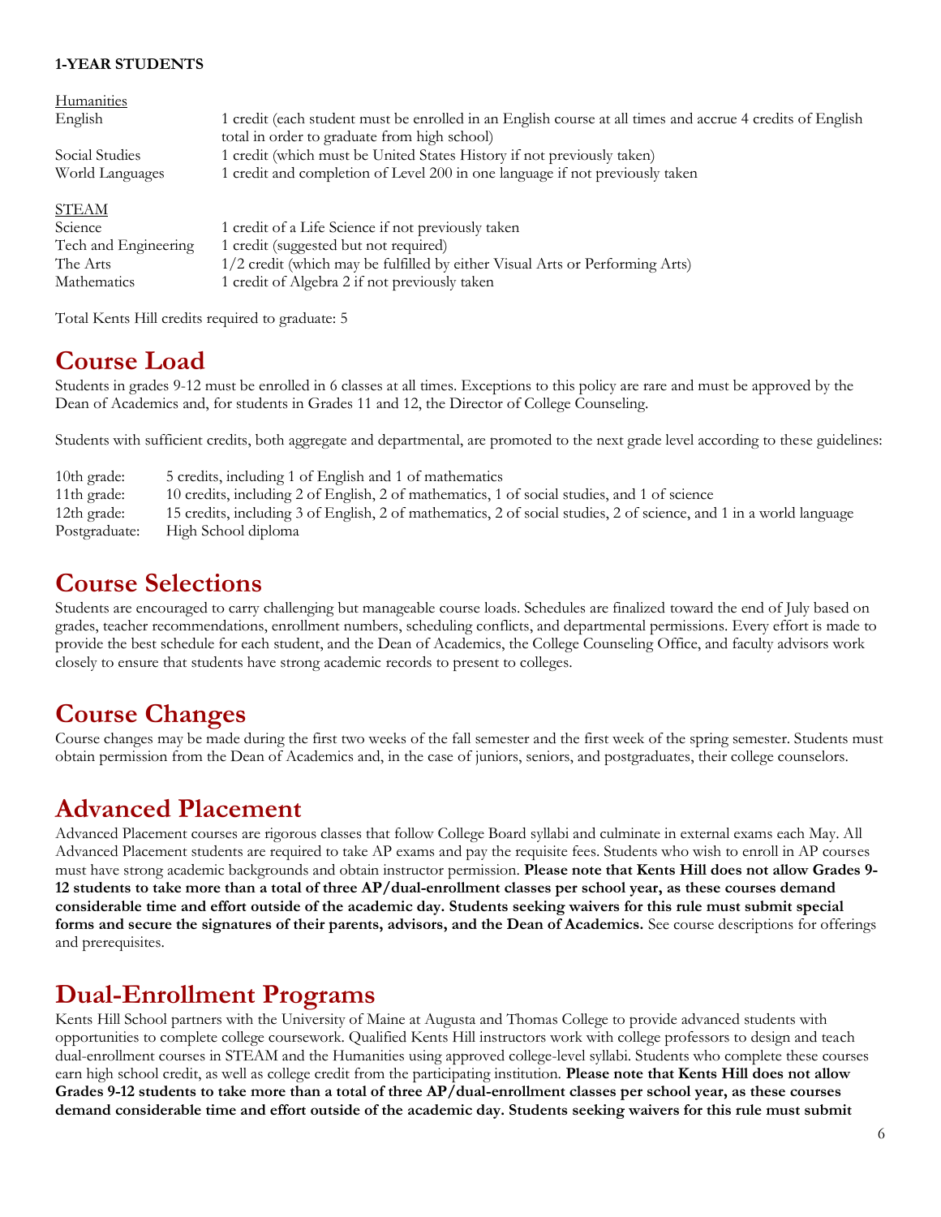**1-YEAR STUDENTS**

<u>Humanities</u>

| | |
|---|---|
| English | 1 credit (each student must be enrolled in an English course at all times and accrue 4 credits of English total in order to graduate from high school) |
| Social Studies | 1 credit (which must be United States History if not previously taken) |
| World Languages | 1 credit and completion of Level 200 in one language if not previously taken |

<u>STEAM</u>

| | |
|---|---|
| Science | 1 credit of a Life Science if not previously taken |
| Tech and Engineering | 1 credit (suggested but not required) |
| The Arts | 1/2 credit (which may be fulfilled by either Visual Arts or Performing Arts) |
| Mathematics | 1 credit of Algebra 2 if not previously taken |

Total Kents Hill credits required to graduate: 5

# Course Load

Students in grades 9-12 must be enrolled in 6 classes at all times. Exceptions to this policy are rare and must be approved by the Dean of Academics and, for students in Grades 11 and 12, the Director of College Counseling.

Students with sufficient credits, both aggregate and departmental, are promoted to the next grade level according to these guidelines:

| | |
|---|---|
| 10th grade: | 5 credits, including 1 of English and 1 of mathematics |
| 11th grade: | 10 credits, including 2 of English, 2 of mathematics, 1 of social studies, and 1 of science |
| 12th grade: | 15 credits, including 3 of English, 2 of mathematics, 2 of social studies, 2 of science, and 1 in a world language |
| Postgraduate: | High School diploma |

# Course Selections

Students are encouraged to carry challenging but manageable course loads. Schedules are finalized toward the end of July based on grades, teacher recommendations, enrollment numbers, scheduling conflicts, and departmental permissions. Every effort is made to provide the best schedule for each student, and the Dean of Academics, the College Counseling Office, and faculty advisors work closely to ensure that students have strong academic records to present to colleges.

# Course Changes

Course changes may be made during the first two weeks of the fall semester and the first week of the spring semester. Students must obtain permission from the Dean of Academics and, in the case of juniors, seniors, and postgraduates, their college counselors.

# Advanced Placement

Advanced Placement courses are rigorous classes that follow College Board syllabi and culminate in external exams each May. All Advanced Placement students are required to take AP exams and pay the requisite fees. Students who wish to enroll in AP courses must have strong academic backgrounds and obtain instructor permission. **Please note that Kents Hill does not allow Grades 9-12 students to take more than a total of three AP/dual-enrollment classes per school year, as these courses demand considerable time and effort outside of the academic day. Students seeking waivers for this rule must submit special forms and secure the signatures of their parents, advisors, and the Dean of Academics.** See course descriptions for offerings and prerequisites.

# Dual-Enrollment Programs

Kents Hill School partners with the University of Maine at Augusta and Thomas College to provide advanced students with opportunities to complete college coursework. Qualified Kents Hill instructors work with college professors to design and teach dual-enrollment courses in STEAM and the Humanities using approved college-level syllabi. Students who complete these courses earn high school credit, as well as college credit from the participating institution. **Please note that Kents Hill does not allow Grades 9-12 students to take more than a total of three AP/dual-enrollment classes per school year, as these courses demand considerable time and effort outside of the academic day. Students seeking waivers for this rule must submit**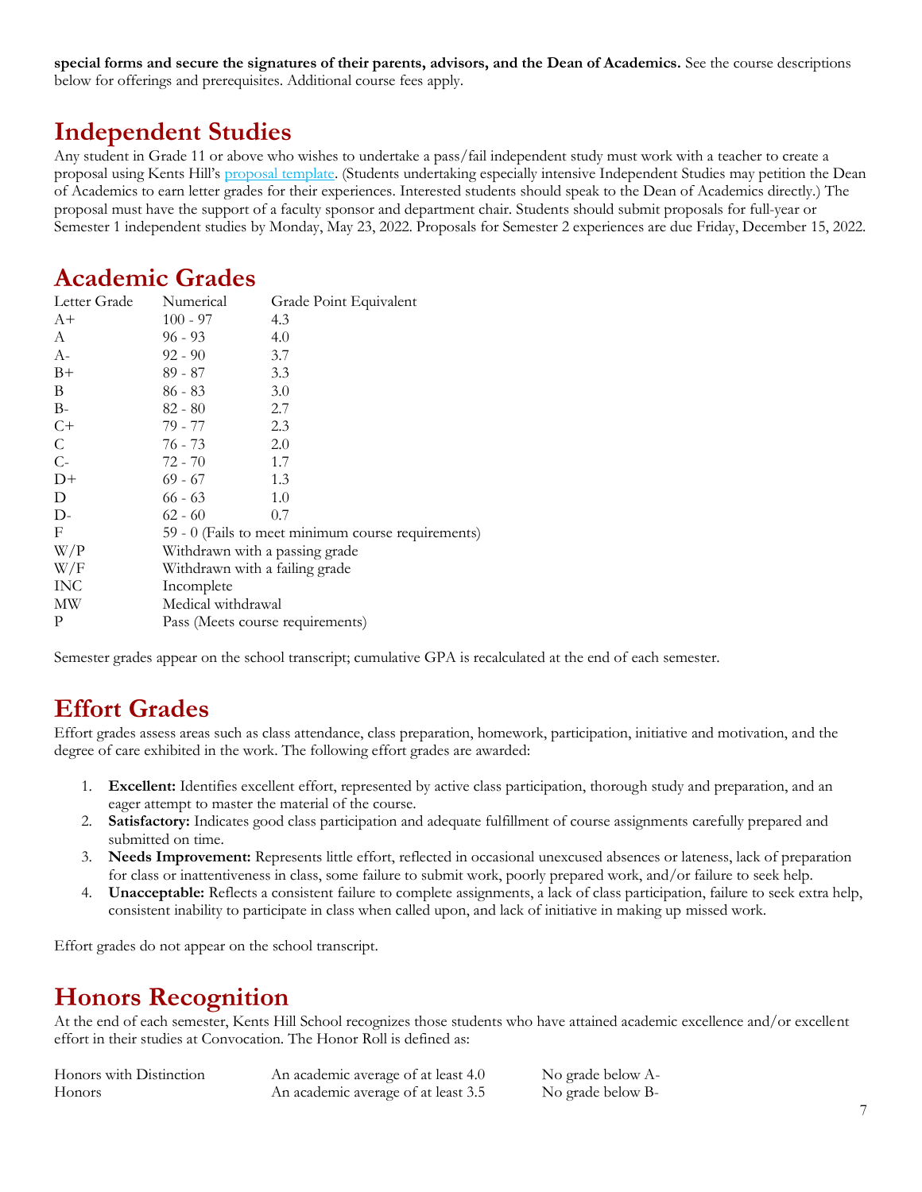**special forms and secure the signatures of their parents, advisors, and the Dean of Academics.** See the course descriptions below for offerings and prerequisites. Additional course fees apply.

## Independent Studies

Any student in Grade 11 or above who wishes to undertake a pass/fail independent study must work with a teacher to create a proposal using Kents Hill's proposal template. (Students undertaking especially intensive Independent Studies may petition the Dean of Academics to earn letter grades for their experiences. Interested students should speak to the Dean of Academics directly.) The proposal must have the support of a faculty sponsor and department chair. Students should submit proposals for full-year or Semester 1 independent studies by Monday, May 23, 2022. Proposals for Semester 2 experiences are due Friday, December 15, 2022.

## Academic Grades

| Letter Grade | Numerical | Grade Point Equivalent |
|---|---|---|
| A+ | 100 - 97 | 4.3 |
| A | 96 - 93 | 4.0 |
| A- | 92 - 90 | 3.7 |
| B+ | 89 - 87 | 3.3 |
| B | 86 - 83 | 3.0 |
| B- | 82 - 80 | 2.7 |
| C+ | 79 - 77 | 2.3 |
| C | 76 - 73 | 2.0 |
| C- | 72 - 70 | 1.7 |
| D+ | 69 - 67 | 1.3 |
| D | 66 - 63 | 1.0 |
| D- | 62 - 60 | 0.7 |
| F | 59 - 0 (Fails to meet minimum course requirements) | |
| W/P | Withdrawn with a passing grade | |
| W/F | Withdrawn with a failing grade | |
| INC | Incomplete | |
| MW | Medical withdrawal | |
| P | Pass (Meets course requirements) | |

Semester grades appear on the school transcript; cumulative GPA is recalculated at the end of each semester.

## Effort Grades

Effort grades assess areas such as class attendance, class preparation, homework, participation, initiative and motivation, and the degree of care exhibited in the work. The following effort grades are awarded:

1. **Excellent:** Identifies excellent effort, represented by active class participation, thorough study and preparation, and an eager attempt to master the material of the course.
2. **Satisfactory:** Indicates good class participation and adequate fulfillment of course assignments carefully prepared and submitted on time.
3. **Needs Improvement:** Represents little effort, reflected in occasional unexcused absences or lateness, lack of preparation for class or inattentiveness in class, some failure to submit work, poorly prepared work, and/or failure to seek help.
4. **Unacceptable:** Reflects a consistent failure to complete assignments, a lack of class participation, failure to seek extra help, consistent inability to participate in class when called upon, and lack of initiative in making up missed work.

Effort grades do not appear on the school transcript.

## Honors Recognition

At the end of each semester, Kents Hill School recognizes those students who have attained academic excellence and/or excellent effort in their studies at Convocation. The Honor Roll is defined as:

| | | |
|---|---|---|
| Honors with Distinction | An academic average of at least 4.0 | No grade below A- |
| Honors | An academic average of at least 3.5 | No grade below B- |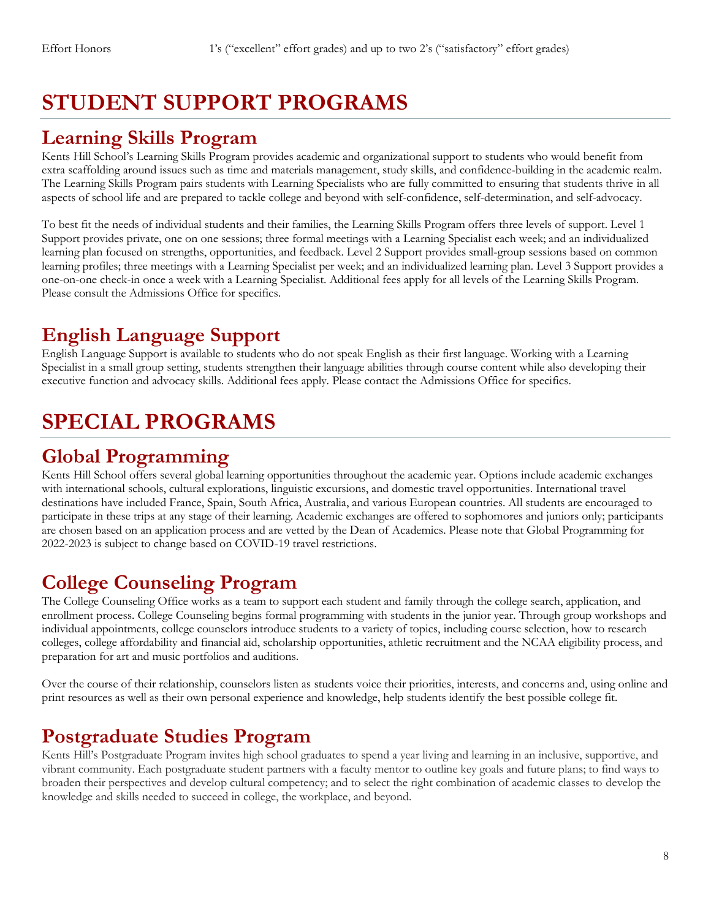| Effort Honors | 1's ("excellent" effort grades) and up to two 2's ("satisfactory" effort grades) |
| --- | --- |

# STUDENT SUPPORT PROGRAMS

## Learning Skills Program

Kents Hill School's Learning Skills Program provides academic and organizational support to students who would benefit from extra scaffolding around issues such as time and materials management, study skills, and confidence-building in the academic realm. The Learning Skills Program pairs students with Learning Specialists who are fully committed to ensuring that students thrive in all aspects of school life and are prepared to tackle college and beyond with self-confidence, self-determination, and self-advocacy.

To best fit the needs of individual students and their families, the Learning Skills Program offers three levels of support. Level 1 Support provides private, one on one sessions; three formal meetings with a Learning Specialist each week; and an individualized learning plan focused on strengths, opportunities, and feedback. Level 2 Support provides small-group sessions based on common learning profiles; three meetings with a Learning Specialist per week; and an individualized learning plan. Level 3 Support provides a one-on-one check-in once a week with a Learning Specialist. Additional fees apply for all levels of the Learning Skills Program. Please consult the Admissions Office for specifics.

## English Language Support

English Language Support is available to students who do not speak English as their first language. Working with a Learning Specialist in a small group setting, students strengthen their language abilities through course content while also developing their executive function and advocacy skills. Additional fees apply. Please contact the Admissions Office for specifics.

# SPECIAL PROGRAMS

## Global Programming

Kents Hill School offers several global learning opportunities throughout the academic year. Options include academic exchanges with international schools, cultural explorations, linguistic excursions, and domestic travel opportunities. International travel destinations have included France, Spain, South Africa, Australia, and various European countries. All students are encouraged to participate in these trips at any stage of their learning. Academic exchanges are offered to sophomores and juniors only; participants are chosen based on an application process and are vetted by the Dean of Academics. Please note that Global Programming for 2022-2023 is subject to change based on COVID-19 travel restrictions.

## College Counseling Program

The College Counseling Office works as a team to support each student and family through the college search, application, and enrollment process. College Counseling begins formal programming with students in the junior year. Through group workshops and individual appointments, college counselors introduce students to a variety of topics, including course selection, how to research colleges, college affordability and financial aid, scholarship opportunities, athletic recruitment and the NCAA eligibility process, and preparation for art and music portfolios and auditions.

Over the course of their relationship, counselors listen as students voice their priorities, interests, and concerns and, using online and print resources as well as their own personal experience and knowledge, help students identify the best possible college fit.

## Postgraduate Studies Program

Kents Hill's Postgraduate Program invites high school graduates to spend a year living and learning in an inclusive, supportive, and vibrant community. Each postgraduate student partners with a faculty mentor to outline key goals and future plans; to find ways to broaden their perspectives and develop cultural competency; and to select the right combination of academic classes to develop the knowledge and skills needed to succeed in college, the workplace, and beyond.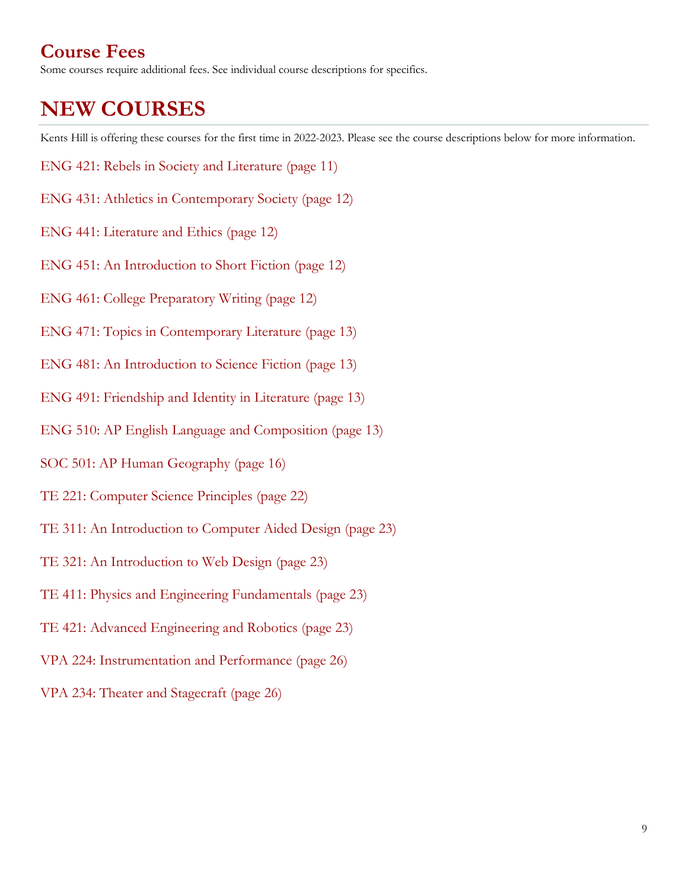## Course Fees

Some courses require additional fees. See individual course descriptions for specifics.

# NEW COURSES

Kents Hill is offering these courses for the first time in 2022-2023. Please see the course descriptions below for more information.

ENG 421: Rebels in Society and Literature (page 11)

ENG 431: Athletics in Contemporary Society (page 12)

ENG 441: Literature and Ethics (page 12)

ENG 451: An Introduction to Short Fiction (page 12)

ENG 461: College Preparatory Writing (page 12)

ENG 471: Topics in Contemporary Literature (page 13)

ENG 481: An Introduction to Science Fiction (page 13)

ENG 491: Friendship and Identity in Literature (page 13)

ENG 510: AP English Language and Composition (page 13)

SOC 501: AP Human Geography (page 16)

TE 221: Computer Science Principles (page 22)

TE 311: An Introduction to Computer Aided Design (page 23)

TE 321: An Introduction to Web Design (page 23)

TE 411: Physics and Engineering Fundamentals (page 23)

TE 421: Advanced Engineering and Robotics (page 23)

VPA 224: Instrumentation and Performance (page 26)

VPA 234: Theater and Stagecraft (page 26)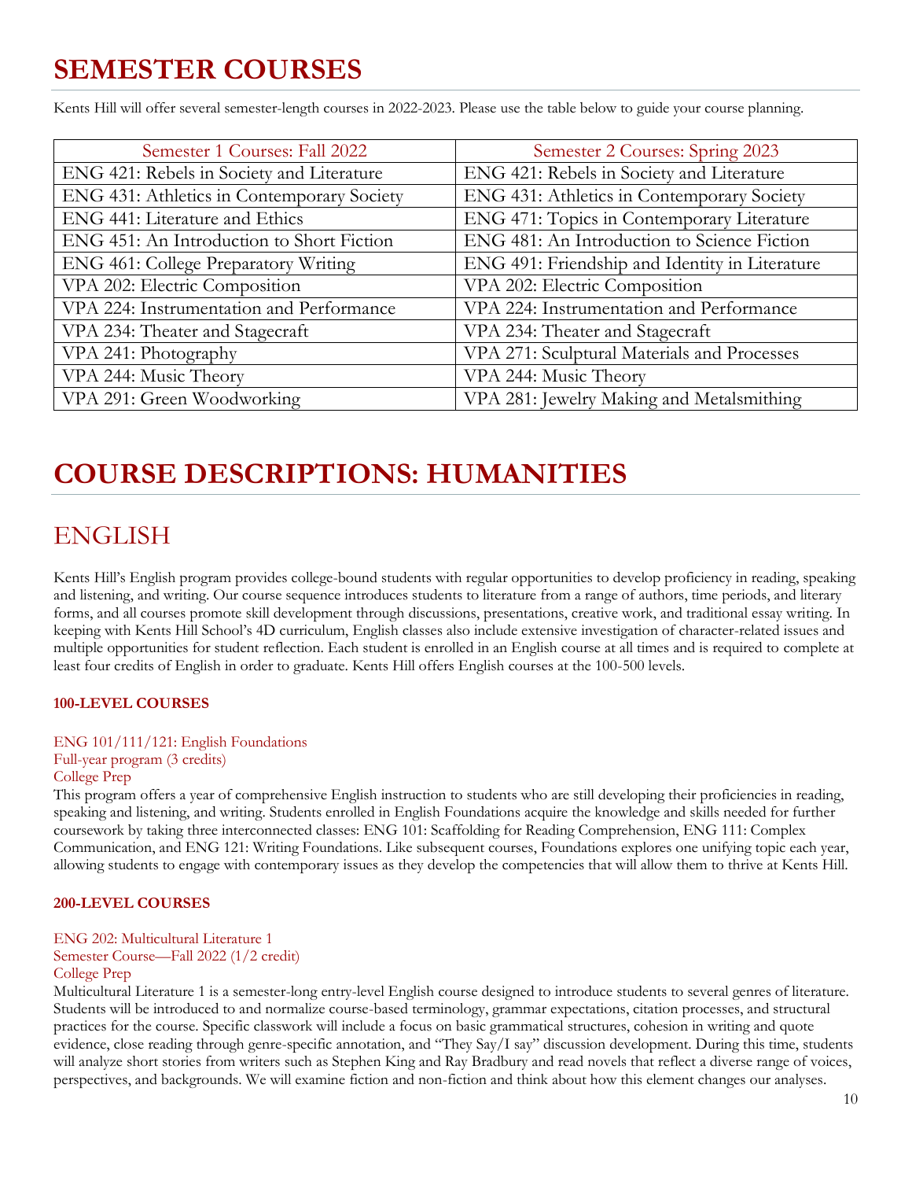# SEMESTER COURSES

Kents Hill will offer several semester-length courses in 2022-2023. Please use the table below to guide your course planning.

| Semester 1 Courses: Fall 2022 | Semester 2 Courses: Spring 2023 |
| --- | --- |
| ENG 421: Rebels in Society and Literature | ENG 421: Rebels in Society and Literature |
| ENG 431: Athletics in Contemporary Society | ENG 431: Athletics in Contemporary Society |
| ENG 441: Literature and Ethics | ENG 471: Topics in Contemporary Literature |
| ENG 451: An Introduction to Short Fiction | ENG 481: An Introduction to Science Fiction |
| ENG 461: College Preparatory Writing | ENG 491: Friendship and Identity in Literature |
| VPA 202: Electric Composition | VPA 202: Electric Composition |
| VPA 224: Instrumentation and Performance | VPA 224: Instrumentation and Performance |
| VPA 234: Theater and Stagecraft | VPA 234: Theater and Stagecraft |
| VPA 241: Photography | VPA 271: Sculptural Materials and Processes |
| VPA 244: Music Theory | VPA 244: Music Theory |
| VPA 291: Green Woodworking | VPA 281: Jewelry Making and Metalsmithing |

# COURSE DESCRIPTIONS: HUMANITIES

## ENGLISH

Kents Hill's English program provides college-bound students with regular opportunities to develop proficiency in reading, speaking and listening, and writing. Our course sequence introduces students to literature from a range of authors, time periods, and literary forms, and all courses promote skill development through discussions, presentations, creative work, and traditional essay writing. In keeping with Kents Hill School's 4D curriculum, English classes also include extensive investigation of character-related issues and multiple opportunities for student reflection. Each student is enrolled in an English course at all times and is required to complete at least four credits of English in order to graduate. Kents Hill offers English courses at the 100-500 levels.

### 100-LEVEL COURSES

ENG 101/111/121: English Foundations
Full-year program (3 credits)
College Prep

This program offers a year of comprehensive English instruction to students who are still developing their proficiencies in reading, speaking and listening, and writing. Students enrolled in English Foundations acquire the knowledge and skills needed for further coursework by taking three interconnected classes: ENG 101: Scaffolding for Reading Comprehension, ENG 111: Complex Communication, and ENG 121: Writing Foundations. Like subsequent courses, Foundations explores one unifying topic each year, allowing students to engage with contemporary issues as they develop the competencies that will allow them to thrive at Kents Hill.

### 200-LEVEL COURSES

ENG 202: Multicultural Literature 1
Semester Course—Fall 2022 (1/2 credit)
College Prep

Multicultural Literature 1 is a semester-long entry-level English course designed to introduce students to several genres of literature. Students will be introduced to and normalize course-based terminology, grammar expectations, citation processes, and structural practices for the course. Specific classwork will include a focus on basic grammatical structures, cohesion in writing and quote evidence, close reading through genre-specific annotation, and "They Say/I say" discussion development. During this time, students will analyze short stories from writers such as Stephen King and Ray Bradbury and read novels that reflect a diverse range of voices, perspectives, and backgrounds. We will examine fiction and non-fiction and think about how this element changes our analyses.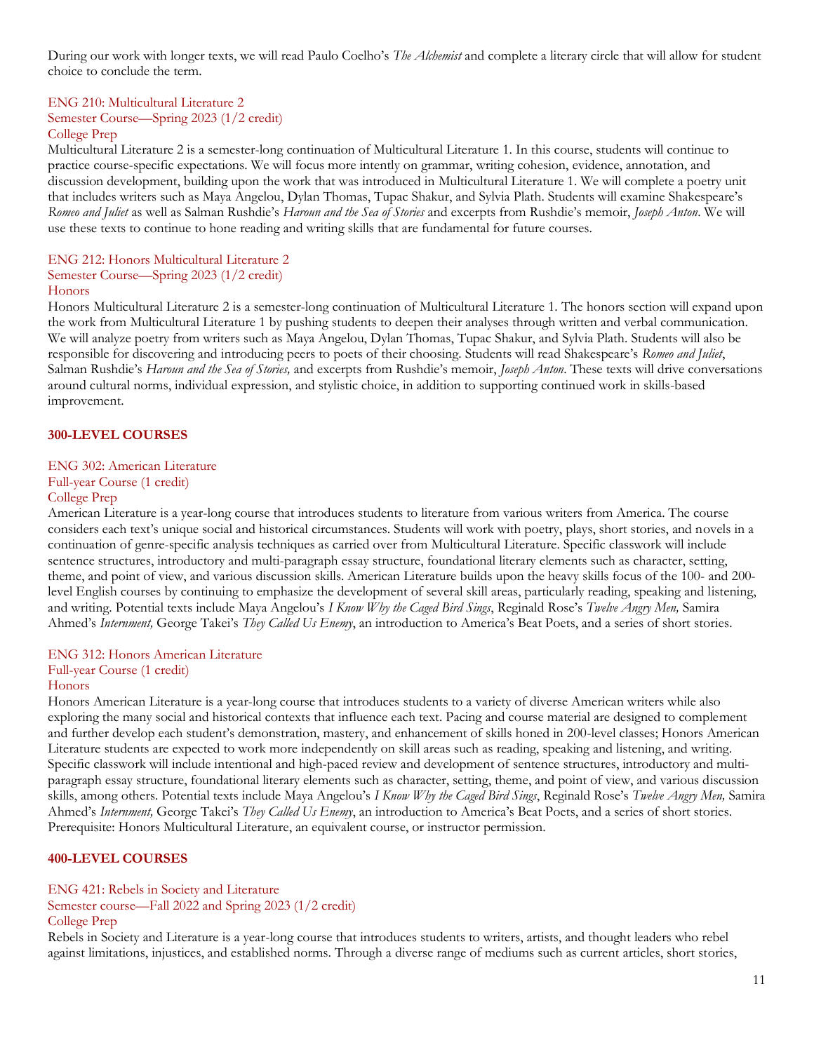During our work with longer texts, we will read Paulo Coelho's *The Alchemist* and complete a literary circle that will allow for student choice to conclude the term.

ENG 210: Multicultural Literature 2
Semester Course—Spring 2023 (1/2 credit)
College Prep

Multicultural Literature 2 is a semester-long continuation of Multicultural Literature 1. In this course, students will continue to practice course-specific expectations. We will focus more intently on grammar, writing cohesion, evidence, annotation, and discussion development, building upon the work that was introduced in Multicultural Literature 1. We will complete a poetry unit that includes writers such as Maya Angelou, Dylan Thomas, Tupac Shakur, and Sylvia Plath. Students will examine Shakespeare's *Romeo and Juliet* as well as Salman Rushdie's *Haroun and the Sea of Stories* and excerpts from Rushdie's memoir, *Joseph Anton*. We will use these texts to continue to hone reading and writing skills that are fundamental for future courses.

ENG 212: Honors Multicultural Literature 2
Semester Course—Spring 2023 (1/2 credit)
Honors

Honors Multicultural Literature 2 is a semester-long continuation of Multicultural Literature 1. The honors section will expand upon the work from Multicultural Literature 1 by pushing students to deepen their analyses through written and verbal communication. We will analyze poetry from writers such as Maya Angelou, Dylan Thomas, Tupac Shakur, and Sylvia Plath. Students will also be responsible for discovering and introducing peers to poets of their choosing. Students will read Shakespeare's *Romeo and Juliet*, Salman Rushdie's *Haroun and the Sea of Stories,* and excerpts from Rushdie's memoir, *Joseph Anton*. These texts will drive conversations around cultural norms, individual expression, and stylistic choice, in addition to supporting continued work in skills-based improvement.

## 300-LEVEL COURSES

ENG 302: American Literature
Full-year Course (1 credit)
College Prep

American Literature is a year-long course that introduces students to literature from various writers from America. The course considers each text's unique social and historical circumstances. Students will work with poetry, plays, short stories, and novels in a continuation of genre-specific analysis techniques as carried over from Multicultural Literature. Specific classwork will include sentence structures, introductory and multi-paragraph essay structure, foundational literary elements such as character, setting, theme, and point of view, and various discussion skills. American Literature builds upon the heavy skills focus of the 100- and 200-level English courses by continuing to emphasize the development of several skill areas, particularly reading, speaking and listening, and writing. Potential texts include Maya Angelou's *I Know Why the Caged Bird Sings*, Reginald Rose's *Twelve Angry Men,* Samira Ahmed's *Internment,* George Takei's *They Called Us Enemy*, an introduction to America's Beat Poets, and a series of short stories.

ENG 312: Honors American Literature
Full-year Course (1 credit)
Honors

Honors American Literature is a year-long course that introduces students to a variety of diverse American writers while also exploring the many social and historical contexts that influence each text. Pacing and course material are designed to complement and further develop each student's demonstration, mastery, and enhancement of skills honed in 200-level classes; Honors American Literature students are expected to work more independently on skill areas such as reading, speaking and listening, and writing. Specific classwork will include intentional and high-paced review and development of sentence structures, introductory and multi-paragraph essay structure, foundational literary elements such as character, setting, theme, and point of view, and various discussion skills, among others. Potential texts include Maya Angelou's *I Know Why the Caged Bird Sings*, Reginald Rose's *Twelve Angry Men,* Samira Ahmed's *Internment,* George Takei's *They Called Us Enemy*, an introduction to America's Beat Poets, and a series of short stories. Prerequisite: Honors Multicultural Literature, an equivalent course, or instructor permission.

## 400-LEVEL COURSES

ENG 421: Rebels in Society and Literature
Semester course—Fall 2022 and Spring 2023 (1/2 credit)
College Prep

Rebels in Society and Literature is a year-long course that introduces students to writers, artists, and thought leaders who rebel against limitations, injustices, and established norms. Through a diverse range of mediums such as current articles, short stories,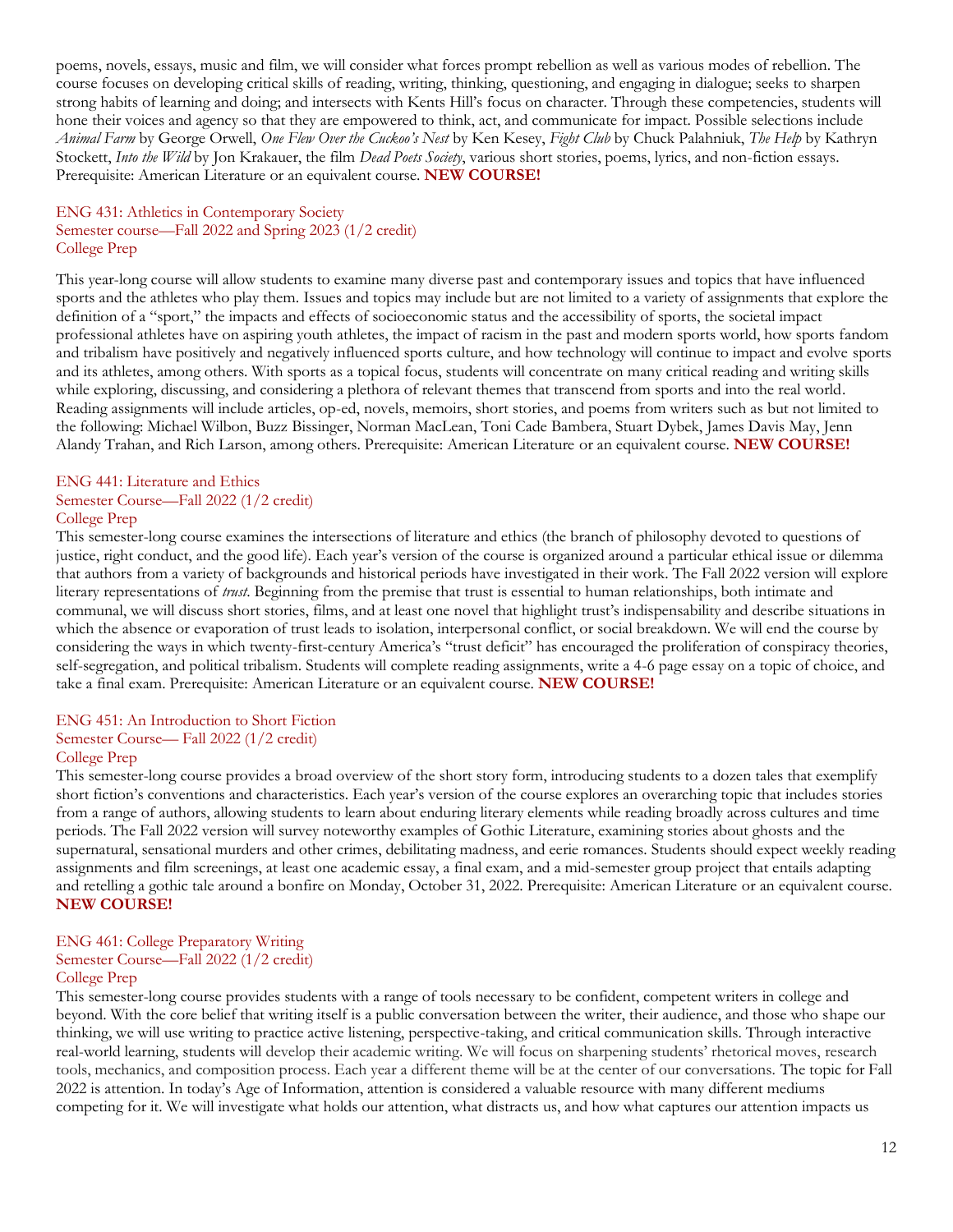poems, novels, essays, music and film, we will consider what forces prompt rebellion as well as various modes of rebellion. The course focuses on developing critical skills of reading, writing, thinking, questioning, and engaging in dialogue; seeks to sharpen strong habits of learning and doing; and intersects with Kents Hill's focus on character. Through these competencies, students will hone their voices and agency so that they are empowered to think, act, and communicate for impact. Possible selections include *Animal Farm* by George Orwell, *One Flew Over the Cuckoo's Nest* by Ken Kesey, *Fight Club* by Chuck Palahniuk, *The Help* by Kathryn Stockett, *Into the Wild* by Jon Krakauer, the film *Dead Poets Society*, various short stories, poems, lyrics, and non-fiction essays. Prerequisite: American Literature or an equivalent course. **NEW COURSE!**

ENG 431: Athletics in Contemporary Society
Semester course—Fall 2022 and Spring 2023 (1/2 credit)
College Prep

This year-long course will allow students to examine many diverse past and contemporary issues and topics that have influenced sports and the athletes who play them. Issues and topics may include but are not limited to a variety of assignments that explore the definition of a "sport," the impacts and effects of socioeconomic status and the accessibility of sports, the societal impact professional athletes have on aspiring youth athletes, the impact of racism in the past and modern sports world, how sports fandom and tribalism have positively and negatively influenced sports culture, and how technology will continue to impact and evolve sports and its athletes, among others. With sports as a topical focus, students will concentrate on many critical reading and writing skills while exploring, discussing, and considering a plethora of relevant themes that transcend from sports and into the real world. Reading assignments will include articles, op-ed, novels, memoirs, short stories, and poems from writers such as but not limited to the following: Michael Wilbon, Buzz Bissinger, Norman MacLean, Toni Cade Bambera, Stuart Dybek, James Davis May, Jenn Alandy Trahan, and Rich Larson, among others. Prerequisite: American Literature or an equivalent course. **NEW COURSE!**

ENG 441: Literature and Ethics
Semester Course—Fall 2022 (1/2 credit)
College Prep

This semester-long course examines the intersections of literature and ethics (the branch of philosophy devoted to questions of justice, right conduct, and the good life). Each year's version of the course is organized around a particular ethical issue or dilemma that authors from a variety of backgrounds and historical periods have investigated in their work. The Fall 2022 version will explore literary representations of *trust*. Beginning from the premise that trust is essential to human relationships, both intimate and communal, we will discuss short stories, films, and at least one novel that highlight trust's indispensability and describe situations in which the absence or evaporation of trust leads to isolation, interpersonal conflict, or social breakdown. We will end the course by considering the ways in which twenty-first-century America's "trust deficit" has encouraged the proliferation of conspiracy theories, self-segregation, and political tribalism. Students will complete reading assignments, write a 4-6 page essay on a topic of choice, and take a final exam. Prerequisite: American Literature or an equivalent course. **NEW COURSE!**

ENG 451: An Introduction to Short Fiction
Semester Course— Fall 2022 (1/2 credit)
College Prep

This semester-long course provides a broad overview of the short story form, introducing students to a dozen tales that exemplify short fiction's conventions and characteristics. Each year's version of the course explores an overarching topic that includes stories from a range of authors, allowing students to learn about enduring literary elements while reading broadly across cultures and time periods. The Fall 2022 version will survey noteworthy examples of Gothic Literature, examining stories about ghosts and the supernatural, sensational murders and other crimes, debilitating madness, and eerie romances. Students should expect weekly reading assignments and film screenings, at least one academic essay, a final exam, and a mid-semester group project that entails adapting and retelling a gothic tale around a bonfire on Monday, October 31, 2022. Prerequisite: American Literature or an equivalent course. **NEW COURSE!**

ENG 461: College Preparatory Writing
Semester Course—Fall 2022 (1/2 credit)
College Prep

This semester-long course provides students with a range of tools necessary to be confident, competent writers in college and beyond. With the core belief that writing itself is a public conversation between the writer, their audience, and those who shape our thinking, we will use writing to practice active listening, perspective-taking, and critical communication skills. Through interactive real-world learning, students will develop their academic writing. We will focus on sharpening students' rhetorical moves, research tools, mechanics, and composition process. Each year a different theme will be at the center of our conversations. The topic for Fall 2022 is attention. In today's Age of Information, attention is considered a valuable resource with many different mediums competing for it. We will investigate what holds our attention, what distracts us, and how what captures our attention impacts us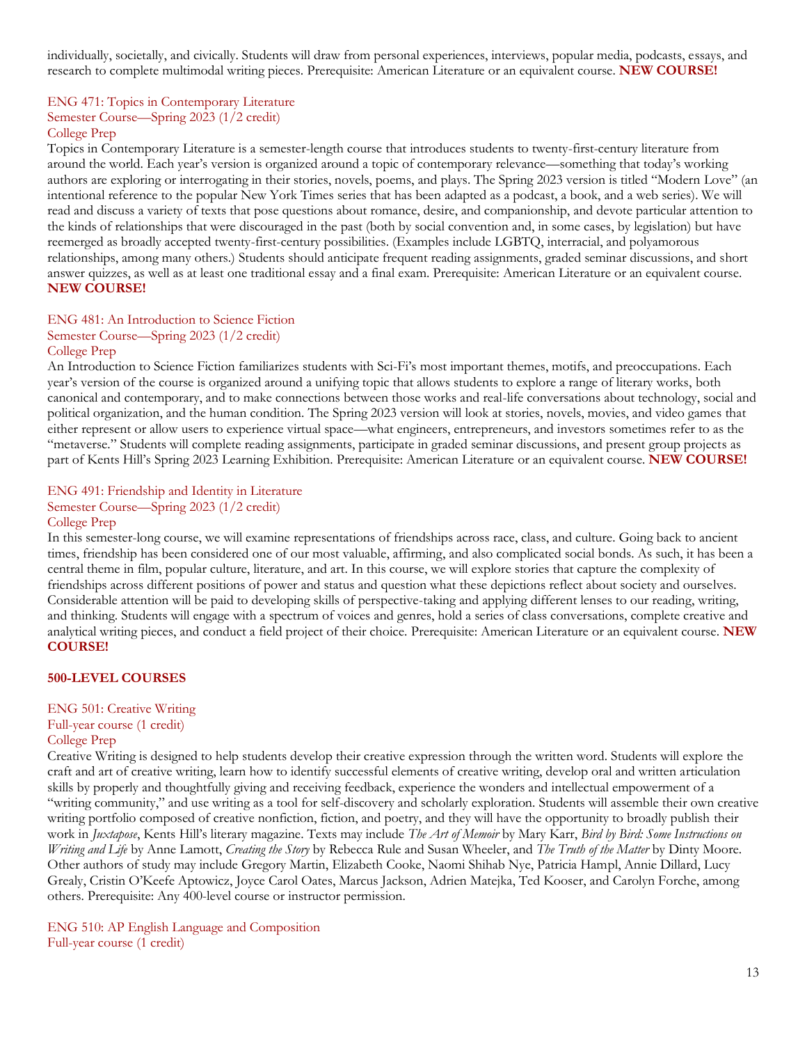individually, societally, and civically. Students will draw from personal experiences, interviews, popular media, podcasts, essays, and research to complete multimodal writing pieces. Prerequisite: American Literature or an equivalent course. **NEW COURSE!**

ENG 471: Topics in Contemporary Literature
Semester Course—Spring 2023 (1/2 credit)
College Prep

Topics in Contemporary Literature is a semester-length course that introduces students to twenty-first-century literature from around the world. Each year's version is organized around a topic of contemporary relevance—something that today's working authors are exploring or interrogating in their stories, novels, poems, and plays. The Spring 2023 version is titled "Modern Love" (an intentional reference to the popular New York Times series that has been adapted as a podcast, a book, and a web series). We will read and discuss a variety of texts that pose questions about romance, desire, and companionship, and devote particular attention to the kinds of relationships that were discouraged in the past (both by social convention and, in some cases, by legislation) but have reemerged as broadly accepted twenty-first-century possibilities. (Examples include LGBTQ, interracial, and polyamorous relationships, among many others.) Students should anticipate frequent reading assignments, graded seminar discussions, and short answer quizzes, as well as at least one traditional essay and a final exam. Prerequisite: American Literature or an equivalent course. **NEW COURSE!**

ENG 481: An Introduction to Science Fiction
Semester Course—Spring 2023 (1/2 credit)
College Prep

An Introduction to Science Fiction familiarizes students with Sci-Fi's most important themes, motifs, and preoccupations. Each year's version of the course is organized around a unifying topic that allows students to explore a range of literary works, both canonical and contemporary, and to make connections between those works and real-life conversations about technology, social and political organization, and the human condition. The Spring 2023 version will look at stories, novels, movies, and video games that either represent or allow users to experience virtual space—what engineers, entrepreneurs, and investors sometimes refer to as the "metaverse." Students will complete reading assignments, participate in graded seminar discussions, and present group projects as part of Kents Hill's Spring 2023 Learning Exhibition. Prerequisite: American Literature or an equivalent course. **NEW COURSE!**

ENG 491: Friendship and Identity in Literature
Semester Course—Spring 2023 (1/2 credit)
College Prep

In this semester-long course, we will examine representations of friendships across race, class, and culture. Going back to ancient times, friendship has been considered one of our most valuable, affirming, and also complicated social bonds. As such, it has been a central theme in film, popular culture, literature, and art. In this course, we will explore stories that capture the complexity of friendships across different positions of power and status and question what these depictions reflect about society and ourselves. Considerable attention will be paid to developing skills of perspective-taking and applying different lenses to our reading, writing, and thinking. Students will engage with a spectrum of voices and genres, hold a series of class conversations, complete creative and analytical writing pieces, and conduct a field project of their choice. Prerequisite: American Literature or an equivalent course. **NEW COURSE!**

**500-LEVEL COURSES**

ENG 501: Creative Writing
Full-year course (1 credit)
College Prep

Creative Writing is designed to help students develop their creative expression through the written word. Students will explore the craft and art of creative writing, learn how to identify successful elements of creative writing, develop oral and written articulation skills by properly and thoughtfully giving and receiving feedback, experience the wonders and intellectual empowerment of a "writing community," and use writing as a tool for self-discovery and scholarly exploration. Students will assemble their own creative writing portfolio composed of creative nonfiction, fiction, and poetry, and they will have the opportunity to broadly publish their work in *Juxtapose*, Kents Hill's literary magazine. Texts may include *The Art of Memoir* by Mary Karr, *Bird by Bird: Some Instructions on Writing and Life* by Anne Lamott, *Creating the Story* by Rebecca Rule and Susan Wheeler, and *The Truth of the Matter* by Dinty Moore. Other authors of study may include Gregory Martin, Elizabeth Cooke, Naomi Shihab Nye, Patricia Hampl, Annie Dillard, Lucy Grealy, Cristin O'Keefe Aptowicz, Joyce Carol Oates, Marcus Jackson, Adrien Matejka, Ted Kooser, and Carolyn Forche, among others. Prerequisite: Any 400-level course or instructor permission.

ENG 510: AP English Language and Composition
Full-year course (1 credit)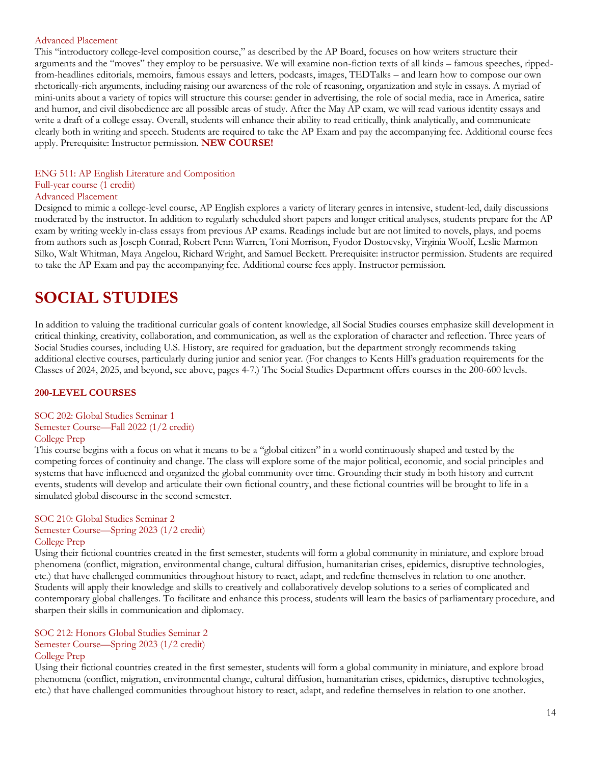Advanced Placement

This "introductory college-level composition course," as described by the AP Board, focuses on how writers structure their arguments and the "moves" they employ to be persuasive. We will examine non-fiction texts of all kinds – famous speeches, ripped-from-headlines editorials, memoirs, famous essays and letters, podcasts, images, TEDTalks – and learn how to compose our own rhetorically-rich arguments, including raising our awareness of the role of reasoning, organization and style in essays. A myriad of mini-units about a variety of topics will structure this course: gender in advertising, the role of social media, race in America, satire and humor, and civil disobedience are all possible areas of study. After the May AP exam, we will read various identity essays and write a draft of a college essay. Overall, students will enhance their ability to read critically, think analytically, and communicate clearly both in writing and speech. Students are required to take the AP Exam and pay the accompanying fee. Additional course fees apply. Prerequisite: Instructor permission. **NEW COURSE!**

ENG 511: AP English Literature and Composition
Full-year course (1 credit)
Advanced Placement

Designed to mimic a college-level course, AP English explores a variety of literary genres in intensive, student-led, daily discussions moderated by the instructor. In addition to regularly scheduled short papers and longer critical analyses, students prepare for the AP exam by writing weekly in-class essays from previous AP exams. Readings include but are not limited to novels, plays, and poems from authors such as Joseph Conrad, Robert Penn Warren, Toni Morrison, Fyodor Dostoevsky, Virginia Woolf, Leslie Marmon Silko, Walt Whitman, Maya Angelou, Richard Wright, and Samuel Beckett. Prerequisite: instructor permission. Students are required to take the AP Exam and pay the accompanying fee. Additional course fees apply. Instructor permission.

# SOCIAL STUDIES

In addition to valuing the traditional curricular goals of content knowledge, all Social Studies courses emphasize skill development in critical thinking, creativity, collaboration, and communication, as well as the exploration of character and reflection. Three years of Social Studies courses, including U.S. History, are required for graduation, but the department strongly recommends taking additional elective courses, particularly during junior and senior year. (For changes to Kents Hill's graduation requirements for the Classes of 2024, 2025, and beyond, see above, pages 4-7.) The Social Studies Department offers courses in the 200-600 levels.

**200-LEVEL COURSES**

SOC 202: Global Studies Seminar 1
Semester Course—Fall 2022 (1/2 credit)
College Prep

This course begins with a focus on what it means to be a "global citizen" in a world continuously shaped and tested by the competing forces of continuity and change. The class will explore some of the major political, economic, and social principles and systems that have influenced and organized the global community over time. Grounding their study in both history and current events, students will develop and articulate their own fictional country, and these fictional countries will be brought to life in a simulated global discourse in the second semester.

SOC 210: Global Studies Seminar 2
Semester Course—Spring 2023 (1/2 credit)
College Prep

Using their fictional countries created in the first semester, students will form a global community in miniature, and explore broad phenomena (conflict, migration, environmental change, cultural diffusion, humanitarian crises, epidemics, disruptive technologies, etc.) that have challenged communities throughout history to react, adapt, and redefine themselves in relation to one another. Students will apply their knowledge and skills to creatively and collaboratively develop solutions to a series of complicated and contemporary global challenges. To facilitate and enhance this process, students will learn the basics of parliamentary procedure, and sharpen their skills in communication and diplomacy.

SOC 212: Honors Global Studies Seminar 2
Semester Course—Spring 2023 (1/2 credit)
College Prep

Using their fictional countries created in the first semester, students will form a global community in miniature, and explore broad phenomena (conflict, migration, environmental change, cultural diffusion, humanitarian crises, epidemics, disruptive technologies, etc.) that have challenged communities throughout history to react, adapt, and redefine themselves in relation to one another.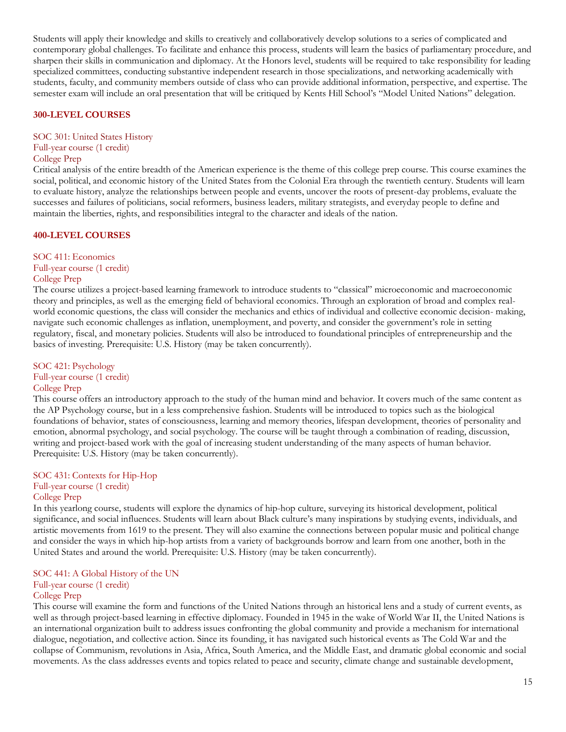Students will apply their knowledge and skills to creatively and collaboratively develop solutions to a series of complicated and contemporary global challenges. To facilitate and enhance this process, students will learn the basics of parliamentary procedure, and sharpen their skills in communication and diplomacy. At the Honors level, students will be required to take responsibility for leading specialized committees, conducting substantive independent research in those specializations, and networking academically with students, faculty, and community members outside of class who can provide additional information, perspective, and expertise. The semester exam will include an oral presentation that will be critiqued by Kents Hill School's "Model United Nations" delegation.

## 300-LEVEL COURSES

### SOC 301: United States History
Full-year course (1 credit)
College Prep

Critical analysis of the entire breadth of the American experience is the theme of this college prep course. This course examines the social, political, and economic history of the United States from the Colonial Era through the twentieth century. Students will learn to evaluate history, analyze the relationships between people and events, uncover the roots of present-day problems, evaluate the successes and failures of politicians, social reformers, business leaders, military strategists, and everyday people to define and maintain the liberties, rights, and responsibilities integral to the character and ideals of the nation.

## 400-LEVEL COURSES

### SOC 411: Economics
Full-year course (1 credit)
College Prep

The course utilizes a project-based learning framework to introduce students to "classical" microeconomic and macroeconomic theory and principles, as well as the emerging field of behavioral economics. Through an exploration of broad and complex real-world economic questions, the class will consider the mechanics and ethics of individual and collective economic decision- making, navigate such economic challenges as inflation, unemployment, and poverty, and consider the government's role in setting regulatory, fiscal, and monetary policies. Students will also be introduced to foundational principles of entrepreneurship and the basics of investing. Prerequisite: U.S. History (may be taken concurrently).

### SOC 421: Psychology
Full-year course (1 credit)
College Prep

This course offers an introductory approach to the study of the human mind and behavior. It covers much of the same content as the AP Psychology course, but in a less comprehensive fashion. Students will be introduced to topics such as the biological foundations of behavior, states of consciousness, learning and memory theories, lifespan development, theories of personality and emotion, abnormal psychology, and social psychology. The course will be taught through a combination of reading, discussion, writing and project-based work with the goal of increasing student understanding of the many aspects of human behavior. Prerequisite: U.S. History (may be taken concurrently).

### SOC 431: Contexts for Hip-Hop
Full-year course (1 credit)
College Prep

In this yearlong course, students will explore the dynamics of hip-hop culture, surveying its historical development, political significance, and social influences. Students will learn about Black culture's many inspirations by studying events, individuals, and artistic movements from 1619 to the present. They will also examine the connections between popular music and political change and consider the ways in which hip-hop artists from a variety of backgrounds borrow and learn from one another, both in the United States and around the world. Prerequisite: U.S. History (may be taken concurrently).

### SOC 441: A Global History of the UN
Full-year course (1 credit)
College Prep

This course will examine the form and functions of the United Nations through an historical lens and a study of current events, as well as through project-based learning in effective diplomacy. Founded in 1945 in the wake of World War II, the United Nations is an international organization built to address issues confronting the global community and provide a mechanism for international dialogue, negotiation, and collective action. Since its founding, it has navigated such historical events as The Cold War and the collapse of Communism, revolutions in Asia, Africa, South America, and the Middle East, and dramatic global economic and social movements. As the class addresses events and topics related to peace and security, climate change and sustainable development,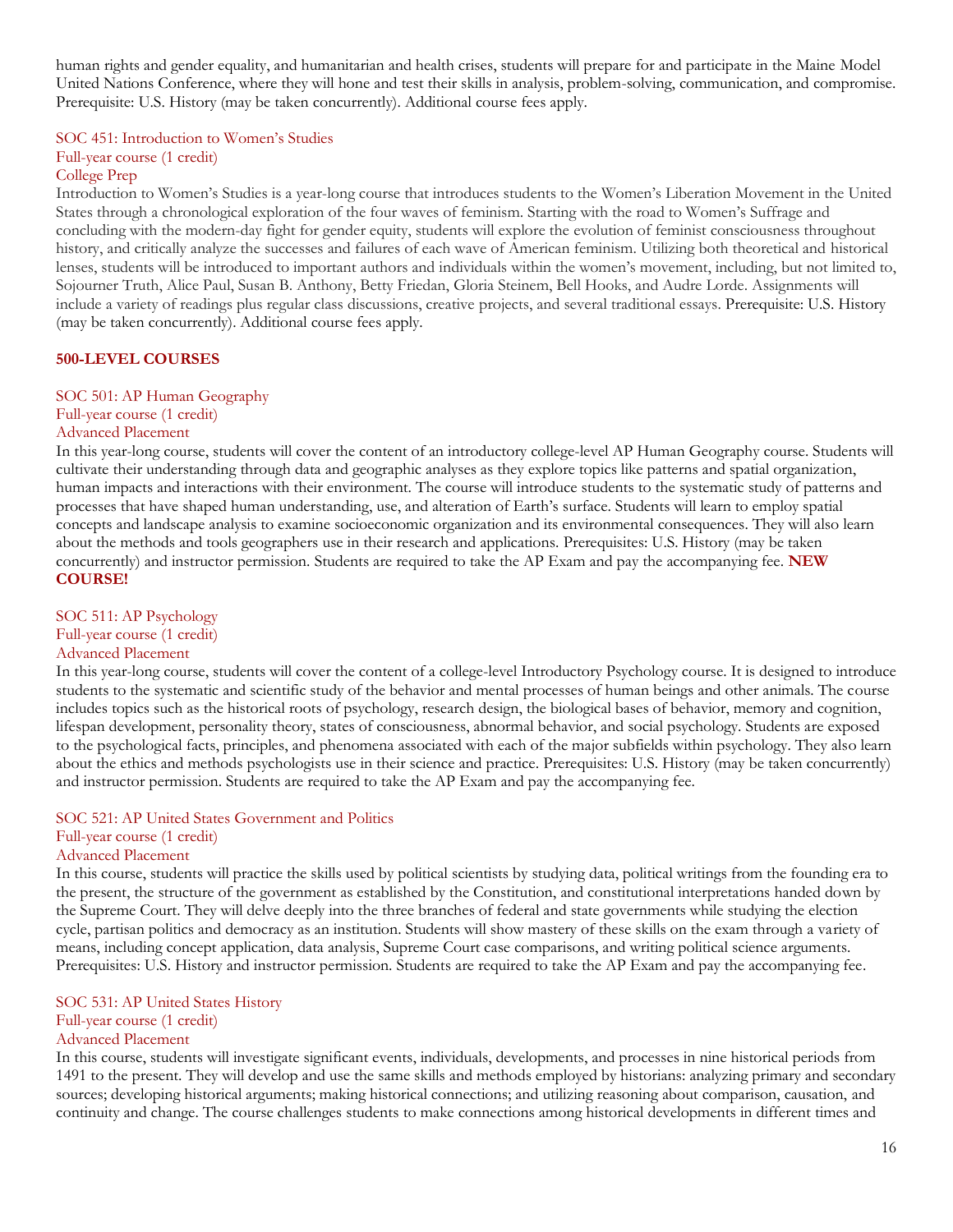human rights and gender equality, and humanitarian and health crises, students will prepare for and participate in the Maine Model United Nations Conference, where they will hone and test their skills in analysis, problem-solving, communication, and compromise. Prerequisite: U.S. History (may be taken concurrently). Additional course fees apply.

### SOC 451: Introduction to Women's Studies
Full-year course (1 credit)
College Prep

Introduction to Women's Studies is a year-long course that introduces students to the Women's Liberation Movement in the United States through a chronological exploration of the four waves of feminism. Starting with the road to Women's Suffrage and concluding with the modern-day fight for gender equity, students will explore the evolution of feminist consciousness throughout history, and critically analyze the successes and failures of each wave of American feminism. Utilizing both theoretical and historical lenses, students will be introduced to important authors and individuals within the women's movement, including, but not limited to, Sojourner Truth, Alice Paul, Susan B. Anthony, Betty Friedan, Gloria Steinem, Bell Hooks, and Audre Lorde. Assignments will include a variety of readings plus regular class discussions, creative projects, and several traditional essays. Prerequisite: U.S. History (may be taken concurrently). Additional course fees apply.

## 500-LEVEL COURSES

### SOC 501: AP Human Geography
Full-year course (1 credit)
Advanced Placement

In this year-long course, students will cover the content of an introductory college-level AP Human Geography course. Students will cultivate their understanding through data and geographic analyses as they explore topics like patterns and spatial organization, human impacts and interactions with their environment. The course will introduce students to the systematic study of patterns and processes that have shaped human understanding, use, and alteration of Earth's surface. Students will learn to employ spatial concepts and landscape analysis to examine socioeconomic organization and its environmental consequences. They will also learn about the methods and tools geographers use in their research and applications. Prerequisites: U.S. History (may be taken concurrently) and instructor permission. Students are required to take the AP Exam and pay the accompanying fee. **NEW COURSE!**

### SOC 511: AP Psychology
Full-year course (1 credit)
Advanced Placement

In this year-long course, students will cover the content of a college-level Introductory Psychology course. It is designed to introduce students to the systematic and scientific study of the behavior and mental processes of human beings and other animals. The course includes topics such as the historical roots of psychology, research design, the biological bases of behavior, memory and cognition, lifespan development, personality theory, states of consciousness, abnormal behavior, and social psychology. Students are exposed to the psychological facts, principles, and phenomena associated with each of the major subfields within psychology. They also learn about the ethics and methods psychologists use in their science and practice. Prerequisites: U.S. History (may be taken concurrently) and instructor permission. Students are required to take the AP Exam and pay the accompanying fee.

### SOC 521: AP United States Government and Politics
Full-year course (1 credit)
Advanced Placement

In this course, students will practice the skills used by political scientists by studying data, political writings from the founding era to the present, the structure of the government as established by the Constitution, and constitutional interpretations handed down by the Supreme Court. They will delve deeply into the three branches of federal and state governments while studying the election cycle, partisan politics and democracy as an institution. Students will show mastery of these skills on the exam through a variety of means, including concept application, data analysis, Supreme Court case comparisons, and writing political science arguments. Prerequisites: U.S. History and instructor permission. Students are required to take the AP Exam and pay the accompanying fee.

### SOC 531: AP United States History
Full-year course (1 credit)
Advanced Placement

In this course, students will investigate significant events, individuals, developments, and processes in nine historical periods from 1491 to the present. They will develop and use the same skills and methods employed by historians: analyzing primary and secondary sources; developing historical arguments; making historical connections; and utilizing reasoning about comparison, causation, and continuity and change. The course challenges students to make connections among historical developments in different times and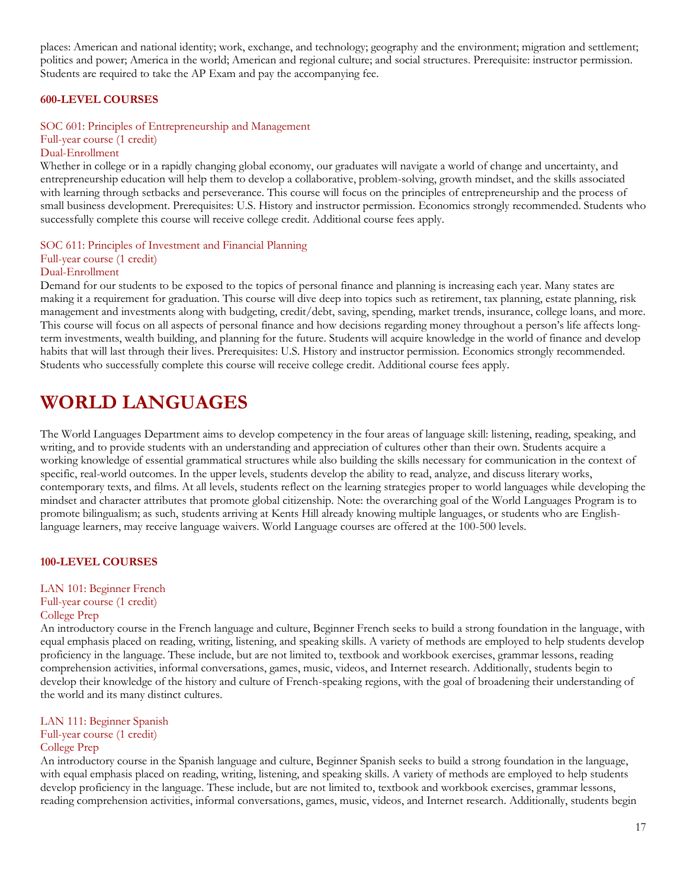places: American and national identity; work, exchange, and technology; geography and the environment; migration and settlement; politics and power; America in the world; American and regional culture; and social structures. Prerequisite: instructor permission. Students are required to take the AP Exam and pay the accompanying fee.

### 600-LEVEL COURSES

SOC 601: Principles of Entrepreneurship and Management
Full-year course (1 credit)
Dual-Enrollment

Whether in college or in a rapidly changing global economy, our graduates will navigate a world of change and uncertainty, and entrepreneurship education will help them to develop a collaborative, problem-solving, growth mindset, and the skills associated with learning through setbacks and perseverance. This course will focus on the principles of entrepreneurship and the process of small business development. Prerequisites: U.S. History and instructor permission. Economics strongly recommended. Students who successfully complete this course will receive college credit. Additional course fees apply.

SOC 611: Principles of Investment and Financial Planning
Full-year course (1 credit)
Dual-Enrollment

Demand for our students to be exposed to the topics of personal finance and planning is increasing each year. Many states are making it a requirement for graduation. This course will dive deep into topics such as retirement, tax planning, estate planning, risk management and investments along with budgeting, credit/debt, saving, spending, market trends, insurance, college loans, and more. This course will focus on all aspects of personal finance and how decisions regarding money throughout a person's life affects long-term investments, wealth building, and planning for the future. Students will acquire knowledge in the world of finance and develop habits that will last through their lives. Prerequisites: U.S. History and instructor permission. Economics strongly recommended. Students who successfully complete this course will receive college credit. Additional course fees apply.

# WORLD LANGUAGES

The World Languages Department aims to develop competency in the four areas of language skill: listening, reading, speaking, and writing, and to provide students with an understanding and appreciation of cultures other than their own. Students acquire a working knowledge of essential grammatical structures while also building the skills necessary for communication in the context of specific, real-world outcomes. In the upper levels, students develop the ability to read, analyze, and discuss literary works, contemporary texts, and films. At all levels, students reflect on the learning strategies proper to world languages while developing the mindset and character attributes that promote global citizenship. Note: the overarching goal of the World Languages Program is to promote bilingualism; as such, students arriving at Kents Hill already knowing multiple languages, or students who are English-language learners, may receive language waivers. World Language courses are offered at the 100-500 levels.

### 100-LEVEL COURSES

LAN 101: Beginner French
Full-year course (1 credit)
College Prep

An introductory course in the French language and culture, Beginner French seeks to build a strong foundation in the language, with equal emphasis placed on reading, writing, listening, and speaking skills. A variety of methods are employed to help students develop proficiency in the language. These include, but are not limited to, textbook and workbook exercises, grammar lessons, reading comprehension activities, informal conversations, games, music, videos, and Internet research. Additionally, students begin to develop their knowledge of the history and culture of French-speaking regions, with the goal of broadening their understanding of the world and its many distinct cultures.

LAN 111: Beginner Spanish
Full-year course (1 credit)
College Prep

An introductory course in the Spanish language and culture, Beginner Spanish seeks to build a strong foundation in the language, with equal emphasis placed on reading, writing, listening, and speaking skills. A variety of methods are employed to help students develop proficiency in the language. These include, but are not limited to, textbook and workbook exercises, grammar lessons, reading comprehension activities, informal conversations, games, music, videos, and Internet research. Additionally, students begin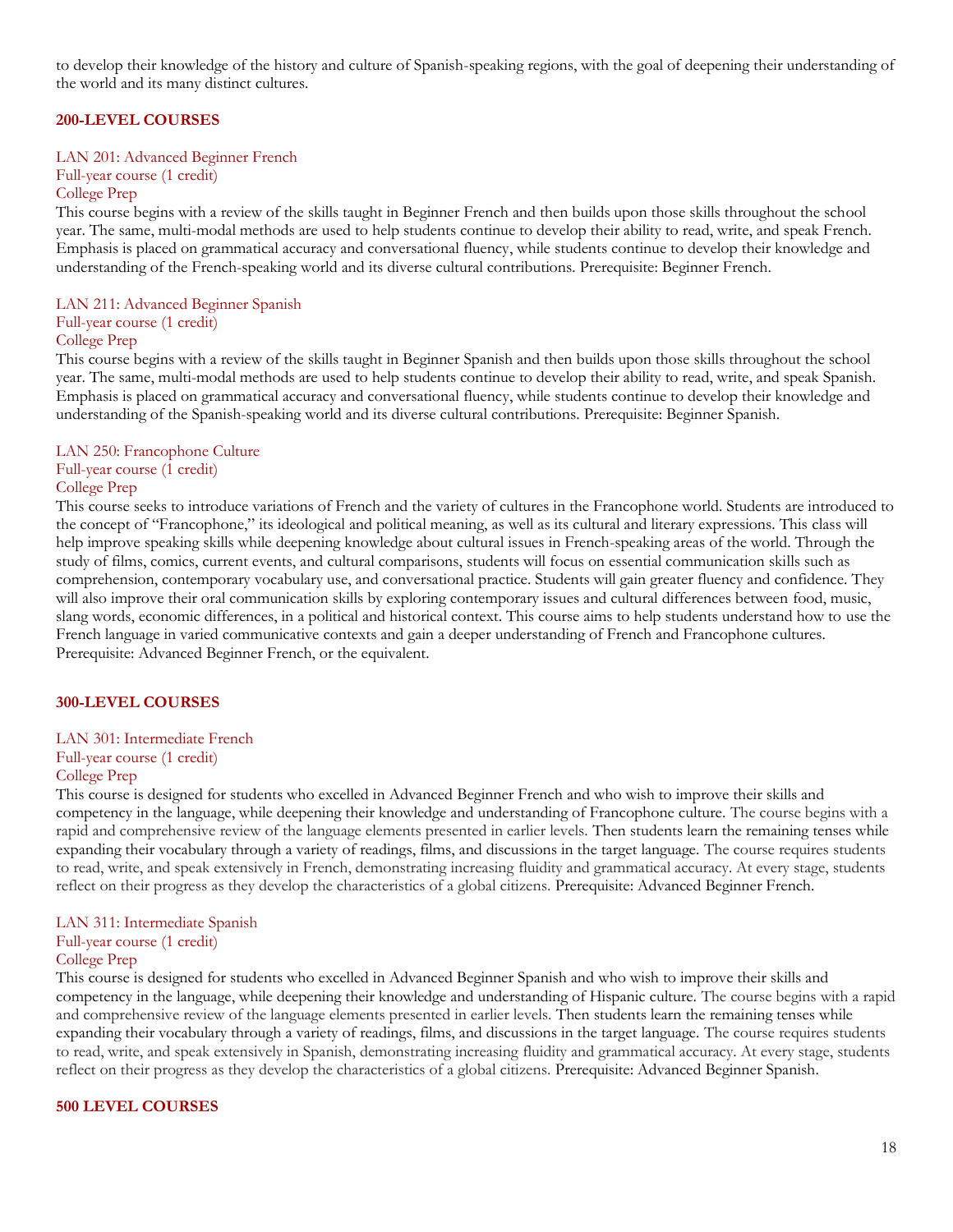to develop their knowledge of the history and culture of Spanish-speaking regions, with the goal of deepening their understanding of the world and its many distinct cultures.

## 200-LEVEL COURSES

### LAN 201: Advanced Beginner French
Full-year course (1 credit)
College Prep

This course begins with a review of the skills taught in Beginner French and then builds upon those skills throughout the school year. The same, multi-modal methods are used to help students continue to develop their ability to read, write, and speak French. Emphasis is placed on grammatical accuracy and conversational fluency, while students continue to develop their knowledge and understanding of the French-speaking world and its diverse cultural contributions. Prerequisite: Beginner French.

### LAN 211: Advanced Beginner Spanish
Full-year course (1 credit)
College Prep

This course begins with a review of the skills taught in Beginner Spanish and then builds upon those skills throughout the school year. The same, multi-modal methods are used to help students continue to develop their ability to read, write, and speak Spanish. Emphasis is placed on grammatical accuracy and conversational fluency, while students continue to develop their knowledge and understanding of the Spanish-speaking world and its diverse cultural contributions. Prerequisite: Beginner Spanish.

### LAN 250: Francophone Culture
Full-year course (1 credit)
College Prep

This course seeks to introduce variations of French and the variety of cultures in the Francophone world. Students are introduced to the concept of "Francophone," its ideological and political meaning, as well as its cultural and literary expressions. This class will help improve speaking skills while deepening knowledge about cultural issues in French-speaking areas of the world. Through the study of films, comics, current events, and cultural comparisons, students will focus on essential communication skills such as comprehension, contemporary vocabulary use, and conversational practice. Students will gain greater fluency and confidence. They will also improve their oral communication skills by exploring contemporary issues and cultural differences between food, music, slang words, economic differences, in a political and historical context. This course aims to help students understand how to use the French language in varied communicative contexts and gain a deeper understanding of French and Francophone cultures. Prerequisite: Advanced Beginner French, or the equivalent.

## 300-LEVEL COURSES

### LAN 301: Intermediate French
Full-year course (1 credit)
College Prep

This course is designed for students who excelled in Advanced Beginner French and who wish to improve their skills and competency in the language, while deepening their knowledge and understanding of Francophone culture. The course begins with a rapid and comprehensive review of the language elements presented in earlier levels. Then students learn the remaining tenses while expanding their vocabulary through a variety of readings, films, and discussions in the target language. The course requires students to read, write, and speak extensively in French, demonstrating increasing fluidity and grammatical accuracy. At every stage, students reflect on their progress as they develop the characteristics of a global citizens. Prerequisite: Advanced Beginner French.

### LAN 311: Intermediate Spanish
Full-year course (1 credit)
College Prep

This course is designed for students who excelled in Advanced Beginner Spanish and who wish to improve their skills and competency in the language, while deepening their knowledge and understanding of Hispanic culture. The course begins with a rapid and comprehensive review of the language elements presented in earlier levels. Then students learn the remaining tenses while expanding their vocabulary through a variety of readings, films, and discussions in the target language. The course requires students to read, write, and speak extensively in Spanish, demonstrating increasing fluidity and grammatical accuracy. At every stage, students reflect on their progress as they develop the characteristics of a global citizens. Prerequisite: Advanced Beginner Spanish.

## 500 LEVEL COURSES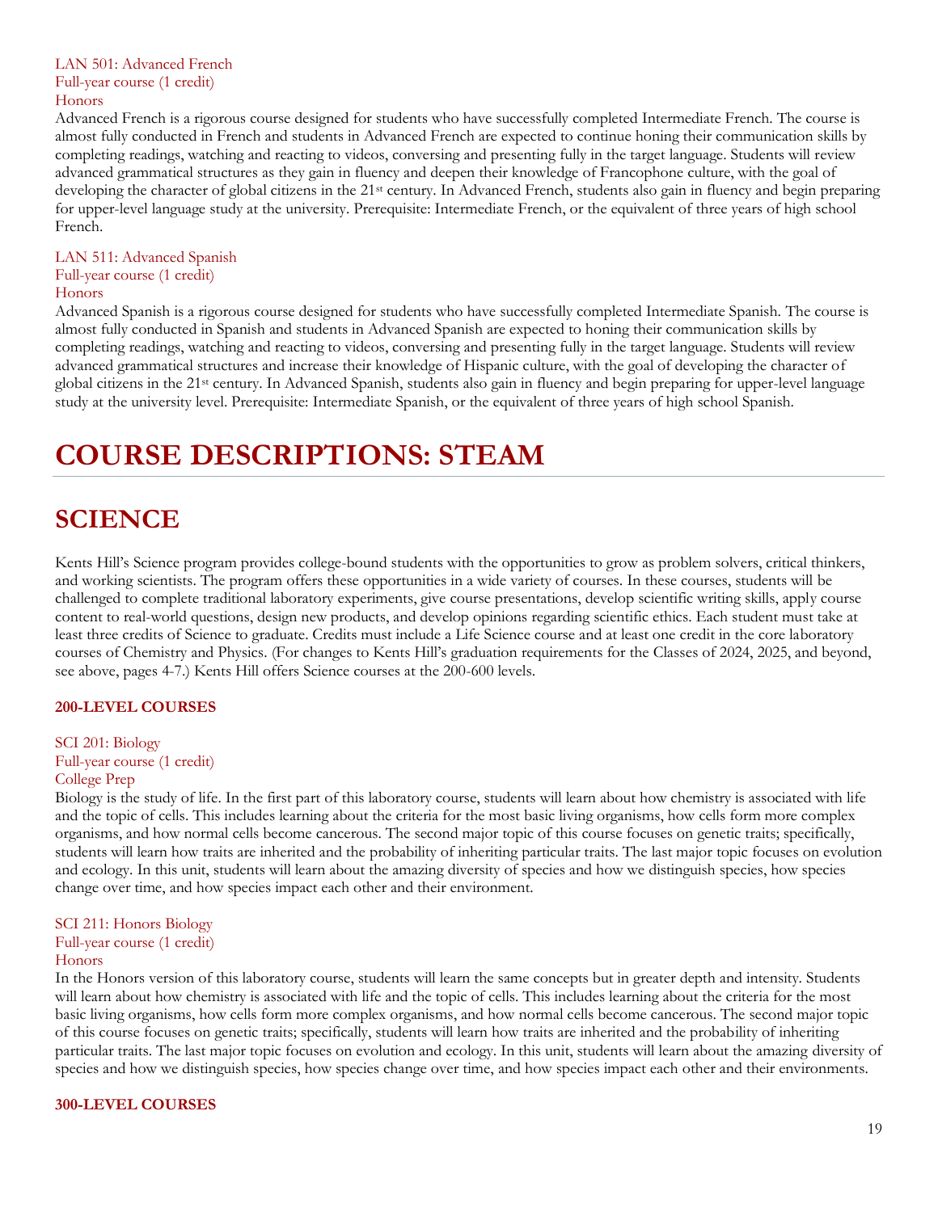LAN 501: Advanced French
Full-year course (1 credit)
Honors

Advanced French is a rigorous course designed for students who have successfully completed Intermediate French. The course is almost fully conducted in French and students in Advanced French are expected to continue honing their communication skills by completing readings, watching and reacting to videos, conversing and presenting fully in the target language. Students will review advanced grammatical structures as they gain in fluency and deepen their knowledge of Francophone culture, with the goal of developing the character of global citizens in the 21st century. In Advanced French, students also gain in fluency and begin preparing for upper-level language study at the university. Prerequisite: Intermediate French, or the equivalent of three years of high school French.

LAN 511: Advanced Spanish
Full-year course (1 credit)
Honors

Advanced Spanish is a rigorous course designed for students who have successfully completed Intermediate Spanish. The course is almost fully conducted in Spanish and students in Advanced Spanish are expected to honing their communication skills by completing readings, watching and reacting to videos, conversing and presenting fully in the target language. Students will review advanced grammatical structures and increase their knowledge of Hispanic culture, with the goal of developing the character of global citizens in the 21st century. In Advanced Spanish, students also gain in fluency and begin preparing for upper-level language study at the university level. Prerequisite: Intermediate Spanish, or the equivalent of three years of high school Spanish.

# COURSE DESCRIPTIONS: STEAM

## SCIENCE

Kents Hill's Science program provides college-bound students with the opportunities to grow as problem solvers, critical thinkers, and working scientists. The program offers these opportunities in a wide variety of courses. In these courses, students will be challenged to complete traditional laboratory experiments, give course presentations, develop scientific writing skills, apply course content to real-world questions, design new products, and develop opinions regarding scientific ethics. Each student must take at least three credits of Science to graduate. Credits must include a Life Science course and at least one credit in the core laboratory courses of Chemistry and Physics. (For changes to Kents Hill's graduation requirements for the Classes of 2024, 2025, and beyond, see above, pages 4-7.) Kents Hill offers Science courses at the 200-600 levels.

### 200-LEVEL COURSES

SCI 201: Biology
Full-year course (1 credit)
College Prep

Biology is the study of life. In the first part of this laboratory course, students will learn about how chemistry is associated with life and the topic of cells. This includes learning about the criteria for the most basic living organisms, how cells form more complex organisms, and how normal cells become cancerous. The second major topic of this course focuses on genetic traits; specifically, students will learn how traits are inherited and the probability of inheriting particular traits. The last major topic focuses on evolution and ecology. In this unit, students will learn about the amazing diversity of species and how we distinguish species, how species change over time, and how species impact each other and their environment.

SCI 211: Honors Biology
Full-year course (1 credit)
Honors

In the Honors version of this laboratory course, students will learn the same concepts but in greater depth and intensity. Students will learn about how chemistry is associated with life and the topic of cells. This includes learning about the criteria for the most basic living organisms, how cells form more complex organisms, and how normal cells become cancerous. The second major topic of this course focuses on genetic traits; specifically, students will learn how traits are inherited and the probability of inheriting particular traits. The last major topic focuses on evolution and ecology. In this unit, students will learn about the amazing diversity of species and how we distinguish species, how species change over time, and how species impact each other and their environments.

### 300-LEVEL COURSES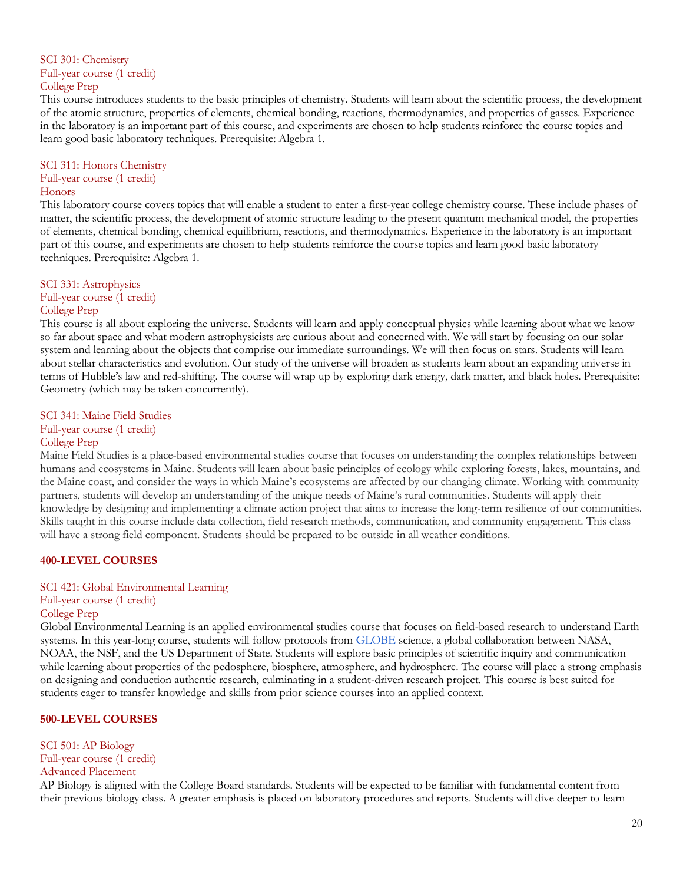SCI 301: Chemistry
Full-year course (1 credit)
College Prep

This course introduces students to the basic principles of chemistry. Students will learn about the scientific process, the development of the atomic structure, properties of elements, chemical bonding, reactions, thermodynamics, and properties of gasses. Experience in the laboratory is an important part of this course, and experiments are chosen to help students reinforce the course topics and learn good basic laboratory techniques. Prerequisite: Algebra 1.

SCI 311: Honors Chemistry
Full-year course (1 credit)
Honors

This laboratory course covers topics that will enable a student to enter a first-year college chemistry course. These include phases of matter, the scientific process, the development of atomic structure leading to the present quantum mechanical model, the properties of elements, chemical bonding, chemical equilibrium, reactions, and thermodynamics. Experience in the laboratory is an important part of this course, and experiments are chosen to help students reinforce the course topics and learn good basic laboratory techniques. Prerequisite: Algebra 1.

SCI 331: Astrophysics
Full-year course (1 credit)
College Prep

This course is all about exploring the universe. Students will learn and apply conceptual physics while learning about what we know so far about space and what modern astrophysicists are curious about and concerned with. We will start by focusing on our solar system and learning about the objects that comprise our immediate surroundings. We will then focus on stars. Students will learn about stellar characteristics and evolution. Our study of the universe will broaden as students learn about an expanding universe in terms of Hubble's law and red-shifting. The course will wrap up by exploring dark energy, dark matter, and black holes. Prerequisite: Geometry (which may be taken concurrently).

SCI 341: Maine Field Studies
Full-year course (1 credit)
College Prep

Maine Field Studies is a place-based environmental studies course that focuses on understanding the complex relationships between humans and ecosystems in Maine. Students will learn about basic principles of ecology while exploring forests, lakes, mountains, and the Maine coast, and consider the ways in which Maine's ecosystems are affected by our changing climate. Working with community partners, students will develop an understanding of the unique needs of Maine's rural communities. Students will apply their knowledge by designing and implementing a climate action project that aims to increase the long-term resilience of our communities. Skills taught in this course include data collection, field research methods, communication, and community engagement. This class will have a strong field component. Students should be prepared to be outside in all weather conditions.

## 400-LEVEL COURSES

SCI 421: Global Environmental Learning
Full-year course (1 credit)
College Prep

Global Environmental Learning is an applied environmental studies course that focuses on field-based research to understand Earth systems. In this year-long course, students will follow protocols from GLOBE science, a global collaboration between NASA, NOAA, the NSF, and the US Department of State. Students will explore basic principles of scientific inquiry and communication while learning about properties of the pedosphere, biosphere, atmosphere, and hydrosphere. The course will place a strong emphasis on designing and conduction authentic research, culminating in a student-driven research project. This course is best suited for students eager to transfer knowledge and skills from prior science courses into an applied context.

## 500-LEVEL COURSES

SCI 501: AP Biology
Full-year course (1 credit)
Advanced Placement

AP Biology is aligned with the College Board standards. Students will be expected to be familiar with fundamental content from their previous biology class. A greater emphasis is placed on laboratory procedures and reports. Students will dive deeper to learn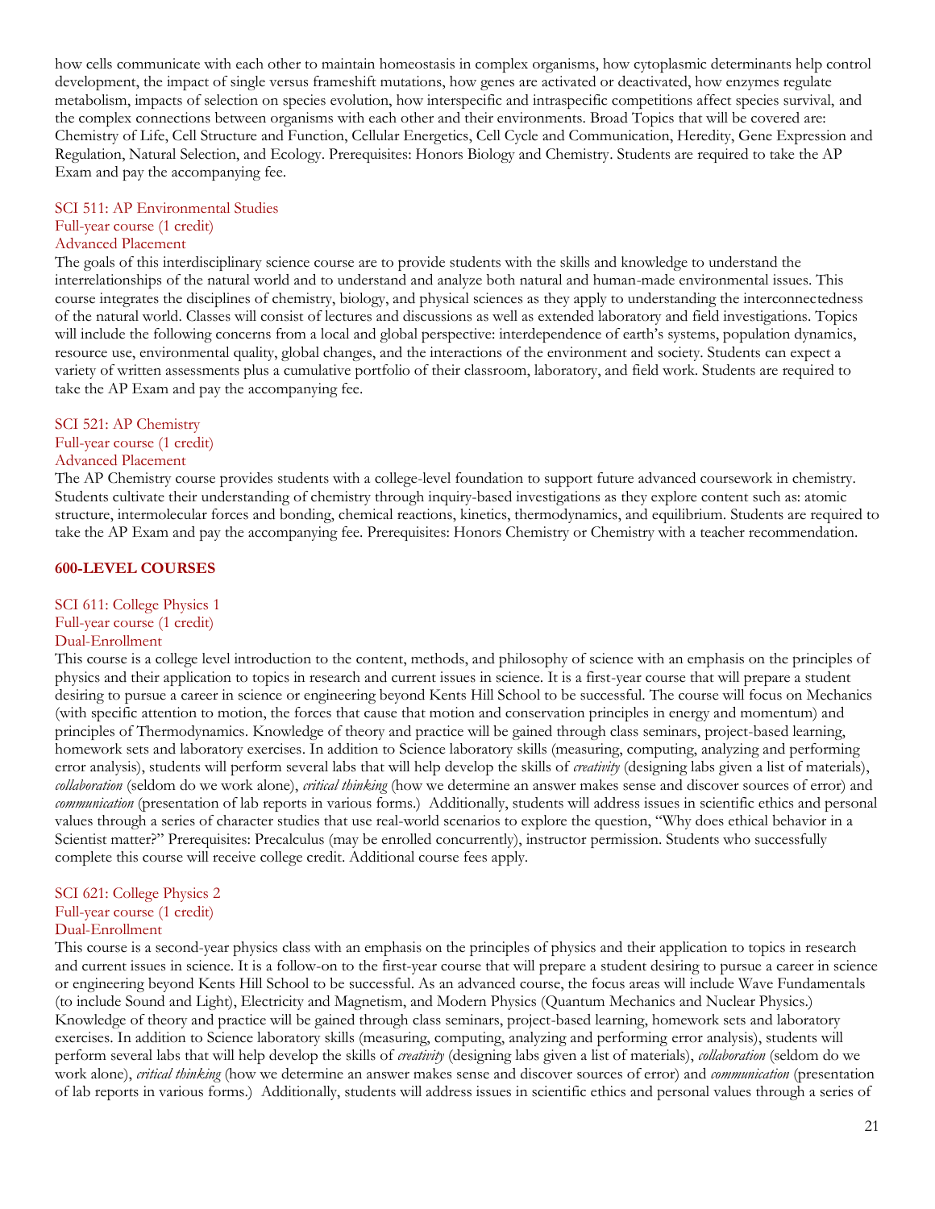how cells communicate with each other to maintain homeostasis in complex organisms, how cytoplasmic determinants help control development, the impact of single versus frameshift mutations, how genes are activated or deactivated, how enzymes regulate metabolism, impacts of selection on species evolution, how interspecific and intraspecific competitions affect species survival, and the complex connections between organisms with each other and their environments. Broad Topics that will be covered are: Chemistry of Life, Cell Structure and Function, Cellular Energetics, Cell Cycle and Communication, Heredity, Gene Expression and Regulation, Natural Selection, and Ecology. Prerequisites: Honors Biology and Chemistry. Students are required to take the AP Exam and pay the accompanying fee.

SCI 511: AP Environmental Studies
Full-year course (1 credit)
Advanced Placement

The goals of this interdisciplinary science course are to provide students with the skills and knowledge to understand the interrelationships of the natural world and to understand and analyze both natural and human-made environmental issues. This course integrates the disciplines of chemistry, biology, and physical sciences as they apply to understanding the interconnectedness of the natural world. Classes will consist of lectures and discussions as well as extended laboratory and field investigations. Topics will include the following concerns from a local and global perspective: interdependence of earth's systems, population dynamics, resource use, environmental quality, global changes, and the interactions of the environment and society. Students can expect a variety of written assessments plus a cumulative portfolio of their classroom, laboratory, and field work. Students are required to take the AP Exam and pay the accompanying fee.

SCI 521: AP Chemistry
Full-year course (1 credit)
Advanced Placement

The AP Chemistry course provides students with a college-level foundation to support future advanced coursework in chemistry. Students cultivate their understanding of chemistry through inquiry-based investigations as they explore content such as: atomic structure, intermolecular forces and bonding, chemical reactions, kinetics, thermodynamics, and equilibrium. Students are required to take the AP Exam and pay the accompanying fee. Prerequisites: Honors Chemistry or Chemistry with a teacher recommendation.

## 600-LEVEL COURSES

SCI 611: College Physics 1
Full-year course (1 credit)
Dual-Enrollment

This course is a college level introduction to the content, methods, and philosophy of science with an emphasis on the principles of physics and their application to topics in research and current issues in science. It is a first-year course that will prepare a student desiring to pursue a career in science or engineering beyond Kents Hill School to be successful. The course will focus on Mechanics (with specific attention to motion, the forces that cause that motion and conservation principles in energy and momentum) and principles of Thermodynamics. Knowledge of theory and practice will be gained through class seminars, project-based learning, homework sets and laboratory exercises. In addition to Science laboratory skills (measuring, computing, analyzing and performing error analysis), students will perform several labs that will help develop the skills of *creativity* (designing labs given a list of materials), *collaboration* (seldom do we work alone), *critical thinking* (how we determine an answer makes sense and discover sources of error) and *communication* (presentation of lab reports in various forms.) Additionally, students will address issues in scientific ethics and personal values through a series of character studies that use real-world scenarios to explore the question, "Why does ethical behavior in a Scientist matter?" Prerequisites: Precalculus (may be enrolled concurrently), instructor permission. Students who successfully complete this course will receive college credit. Additional course fees apply.

SCI 621: College Physics 2
Full-year course (1 credit)
Dual-Enrollment

This course is a second-year physics class with an emphasis on the principles of physics and their application to topics in research and current issues in science. It is a follow-on to the first-year course that will prepare a student desiring to pursue a career in science or engineering beyond Kents Hill School to be successful. As an advanced course, the focus areas will include Wave Fundamentals (to include Sound and Light), Electricity and Magnetism, and Modern Physics (Quantum Mechanics and Nuclear Physics.) Knowledge of theory and practice will be gained through class seminars, project-based learning, homework sets and laboratory exercises. In addition to Science laboratory skills (measuring, computing, analyzing and performing error analysis), students will perform several labs that will help develop the skills of *creativity* (designing labs given a list of materials), *collaboration* (seldom do we work alone), *critical thinking* (how we determine an answer makes sense and discover sources of error) and *communication* (presentation of lab reports in various forms.) Additionally, students will address issues in scientific ethics and personal values through a series of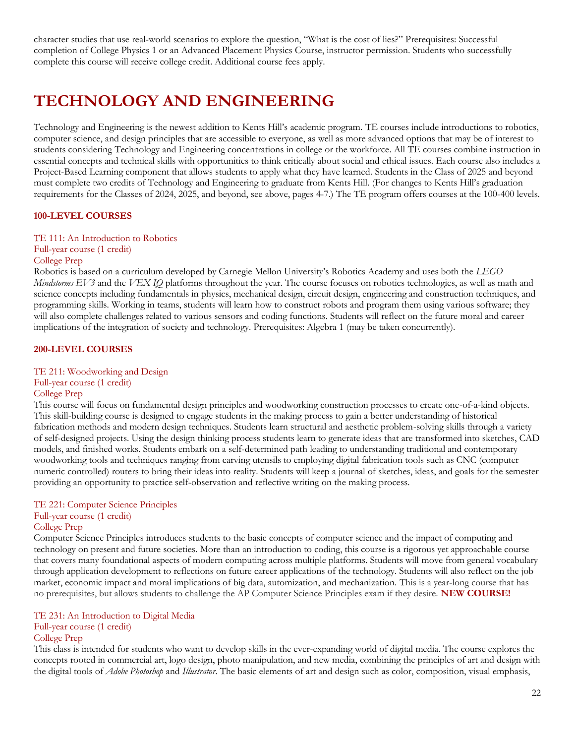character studies that use real-world scenarios to explore the question, "What is the cost of lies?" Prerequisites: Successful completion of College Physics 1 or an Advanced Placement Physics Course, instructor permission. Students who successfully complete this course will receive college credit. Additional course fees apply.

# TECHNOLOGY AND ENGINEERING

Technology and Engineering is the newest addition to Kents Hill's academic program. TE courses include introductions to robotics, computer science, and design principles that are accessible to everyone, as well as more advanced options that may be of interest to students considering Technology and Engineering concentrations in college or the workforce. All TE courses combine instruction in essential concepts and technical skills with opportunities to think critically about social and ethical issues. Each course also includes a Project-Based Learning component that allows students to apply what they have learned. Students in the Class of 2025 and beyond must complete two credits of Technology and Engineering to graduate from Kents Hill. (For changes to Kents Hill's graduation requirements for the Classes of 2024, 2025, and beyond, see above, pages 4-7.) The TE program offers courses at the 100-400 levels.

## 100-LEVEL COURSES

### TE 111: An Introduction to Robotics
Full-year course (1 credit)
College Prep

Robotics is based on a curriculum developed by Carnegie Mellon University's Robotics Academy and uses both the *LEGO Mindstorms EV3* and the *VEX IQ* platforms throughout the year. The course focuses on robotics technologies, as well as math and science concepts including fundamentals in physics, mechanical design, circuit design, engineering and construction techniques, and programming skills. Working in teams, students will learn how to construct robots and program them using various software; they will also complete challenges related to various sensors and coding functions. Students will reflect on the future moral and career implications of the integration of society and technology. Prerequisites: Algebra 1 (may be taken concurrently).

## 200-LEVEL COURSES

### TE 211: Woodworking and Design
Full-year course (1 credit)
College Prep

This course will focus on fundamental design principles and woodworking construction processes to create one-of-a-kind objects. This skill-building course is designed to engage students in the making process to gain a better understanding of historical fabrication methods and modern design techniques. Students learn structural and aesthetic problem-solving skills through a variety of self-designed projects. Using the design thinking process students learn to generate ideas that are transformed into sketches, CAD models, and finished works. Students embark on a self-determined path leading to understanding traditional and contemporary woodworking tools and techniques ranging from carving utensils to employing digital fabrication tools such as CNC (computer numeric controlled) routers to bring their ideas into reality. Students will keep a journal of sketches, ideas, and goals for the semester providing an opportunity to practice self-observation and reflective writing on the making process.

### TE 221: Computer Science Principles
Full-year course (1 credit)
College Prep

Computer Science Principles introduces students to the basic concepts of computer science and the impact of computing and technology on present and future societies. More than an introduction to coding, this course is a rigorous yet approachable course that covers many foundational aspects of modern computing across multiple platforms. Students will move from general vocabulary through application development to reflections on future career applications of the technology. Students will also reflect on the job market, economic impact and moral implications of big data, automization, and mechanization. This is a year-long course that has no prerequisites, but allows students to challenge the AP Computer Science Principles exam if they desire. **NEW COURSE!**

### TE 231: An Introduction to Digital Media
Full-year course (1 credit)
College Prep

This class is intended for students who want to develop skills in the ever-expanding world of digital media. The course explores the concepts rooted in commercial art, logo design, photo manipulation, and new media, combining the principles of art and design with the digital tools of *Adobe Photoshop* and *Illustrator*. The basic elements of art and design such as color, composition, visual emphasis,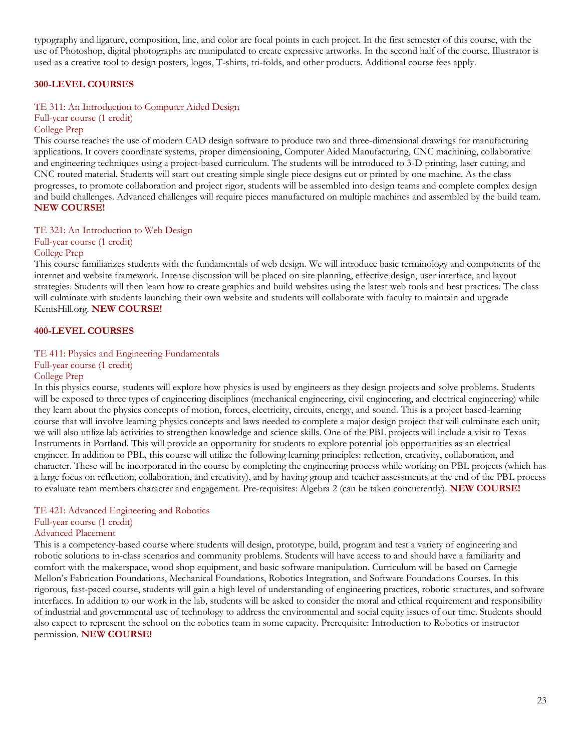typography and ligature, composition, line, and color are focal points in each project. In the first semester of this course, with the use of Photoshop, digital photographs are manipulated to create expressive artworks. In the second half of the course, Illustrator is used as a creative tool to design posters, logos, T-shirts, tri-folds, and other products. Additional course fees apply.

## 300-LEVEL COURSES

### TE 311: An Introduction to Computer Aided Design
Full-year course (1 credit)
College Prep

This course teaches the use of modern CAD design software to produce two and three-dimensional drawings for manufacturing applications. It covers coordinate systems, proper dimensioning, Computer Aided Manufacturing, CNC machining, collaborative and engineering techniques using a project-based curriculum. The students will be introduced to 3-D printing, laser cutting, and CNC routed material. Students will start out creating simple single piece designs cut or printed by one machine. As the class progresses, to promote collaboration and project rigor, students will be assembled into design teams and complete complex design and build challenges. Advanced challenges will require pieces manufactured on multiple machines and assembled by the build team. **NEW COURSE!**

### TE 321: An Introduction to Web Design
Full-year course (1 credit)
College Prep

This course familiarizes students with the fundamentals of web design. We will introduce basic terminology and components of the internet and website framework. Intense discussion will be placed on site planning, effective design, user interface, and layout strategies. Students will then learn how to create graphics and build websites using the latest web tools and best practices. The class will culminate with students launching their own website and students will collaborate with faculty to maintain and upgrade KentsHill.org. **NEW COURSE!**

## 400-LEVEL COURSES

### TE 411: Physics and Engineering Fundamentals
Full-year course (1 credit)
College Prep

In this physics course, students will explore how physics is used by engineers as they design projects and solve problems. Students will be exposed to three types of engineering disciplines (mechanical engineering, civil engineering, and electrical engineering) while they learn about the physics concepts of motion, forces, electricity, circuits, energy, and sound. This is a project based-learning course that will involve learning physics concepts and laws needed to complete a major design project that will culminate each unit; we will also utilize lab activities to strengthen knowledge and science skills. One of the PBL projects will include a visit to Texas Instruments in Portland. This will provide an opportunity for students to explore potential job opportunities as an electrical engineer. In addition to PBL, this course will utilize the following learning principles: reflection, creativity, collaboration, and character. These will be incorporated in the course by completing the engineering process while working on PBL projects (which has a large focus on reflection, collaboration, and creativity), and by having group and teacher assessments at the end of the PBL process to evaluate team members character and engagement. Pre-requisites: Algebra 2 (can be taken concurrently). **NEW COURSE!**

### TE 421: Advanced Engineering and Robotics
Full-year course (1 credit)
Advanced Placement

This is a competency-based course where students will design, prototype, build, program and test a variety of engineering and robotic solutions to in-class scenarios and community problems. Students will have access to and should have a familiarity and comfort with the makerspace, wood shop equipment, and basic software manipulation. Curriculum will be based on Carnegie Mellon's Fabrication Foundations, Mechanical Foundations, Robotics Integration, and Software Foundations Courses. In this rigorous, fast-paced course, students will gain a high level of understanding of engineering practices, robotic structures, and software interfaces. In addition to our work in the lab, students will be asked to consider the moral and ethical requirement and responsibility of industrial and governmental use of technology to address the environmental and social equity issues of our time. Students should also expect to represent the school on the robotics team in some capacity. Prerequisite: Introduction to Robotics or instructor permission. **NEW COURSE!**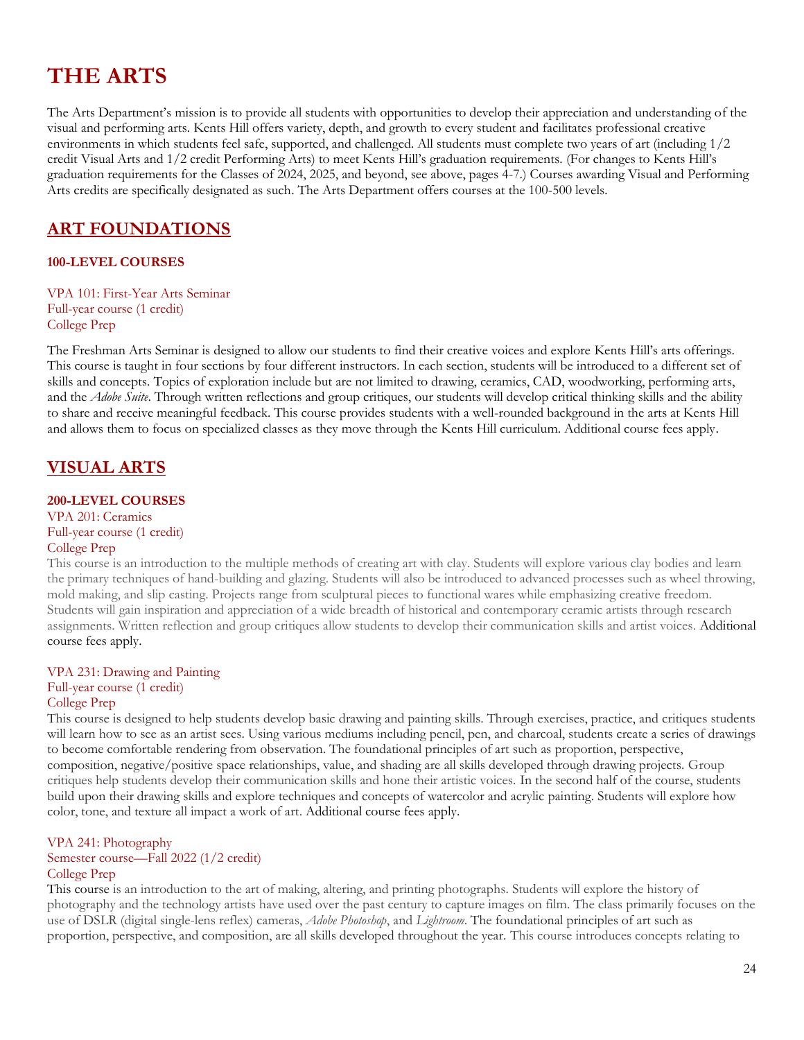# THE ARTS

The Arts Department's mission is to provide all students with opportunities to develop their appreciation and understanding of the visual and performing arts. Kents Hill offers variety, depth, and growth to every student and facilitates professional creative environments in which students feel safe, supported, and challenged. All students must complete two years of art (including 1/2 credit Visual Arts and 1/2 credit Performing Arts) to meet Kents Hill's graduation requirements. (For changes to Kents Hill's graduation requirements for the Classes of 2024, 2025, and beyond, see above, pages 4-7.) Courses awarding Visual and Performing Arts credits are specifically designated as such. The Arts Department offers courses at the 100-500 levels.

## ART FOUNDATIONS

### 100-LEVEL COURSES

VPA 101: First-Year Arts Seminar
Full-year course (1 credit)
College Prep

The Freshman Arts Seminar is designed to allow our students to find their creative voices and explore Kents Hill's arts offerings. This course is taught in four sections by four different instructors. In each section, students will be introduced to a different set of skills and concepts. Topics of exploration include but are not limited to drawing, ceramics, CAD, woodworking, performing arts, and the *Adobe Suite*. Through written reflections and group critiques, our students will develop critical thinking skills and the ability to share and receive meaningful feedback. This course provides students with a well-rounded background in the arts at Kents Hill and allows them to focus on specialized classes as they move through the Kents Hill curriculum. Additional course fees apply.

## VISUAL ARTS

### 200-LEVEL COURSES

VPA 201: Ceramics
Full-year course (1 credit)
College Prep

This course is an introduction to the multiple methods of creating art with clay. Students will explore various clay bodies and learn the primary techniques of hand-building and glazing. Students will also be introduced to advanced processes such as wheel throwing, mold making, and slip casting. Projects range from sculptural pieces to functional wares while emphasizing creative freedom. Students will gain inspiration and appreciation of a wide breadth of historical and contemporary ceramic artists through research assignments. Written reflection and group critiques allow students to develop their communication skills and artist voices. Additional course fees apply.

VPA 231: Drawing and Painting
Full-year course (1 credit)
College Prep

This course is designed to help students develop basic drawing and painting skills. Through exercises, practice, and critiques students will learn how to see as an artist sees. Using various mediums including pencil, pen, and charcoal, students create a series of drawings to become comfortable rendering from observation. The foundational principles of art such as proportion, perspective, composition, negative/positive space relationships, value, and shading are all skills developed through drawing projects. Group critiques help students develop their communication skills and hone their artistic voices. In the second half of the course, students build upon their drawing skills and explore techniques and concepts of watercolor and acrylic painting. Students will explore how color, tone, and texture all impact a work of art. Additional course fees apply.

VPA 241: Photography
Semester course—Fall 2022 (1/2 credit)
College Prep

This course is an introduction to the art of making, altering, and printing photographs. Students will explore the history of photography and the technology artists have used over the past century to capture images on film. The class primarily focuses on the use of DSLR (digital single-lens reflex) cameras, *Adobe Photoshop*, and *Lightroom*. The foundational principles of art such as proportion, perspective, and composition, are all skills developed throughout the year. This course introduces concepts relating to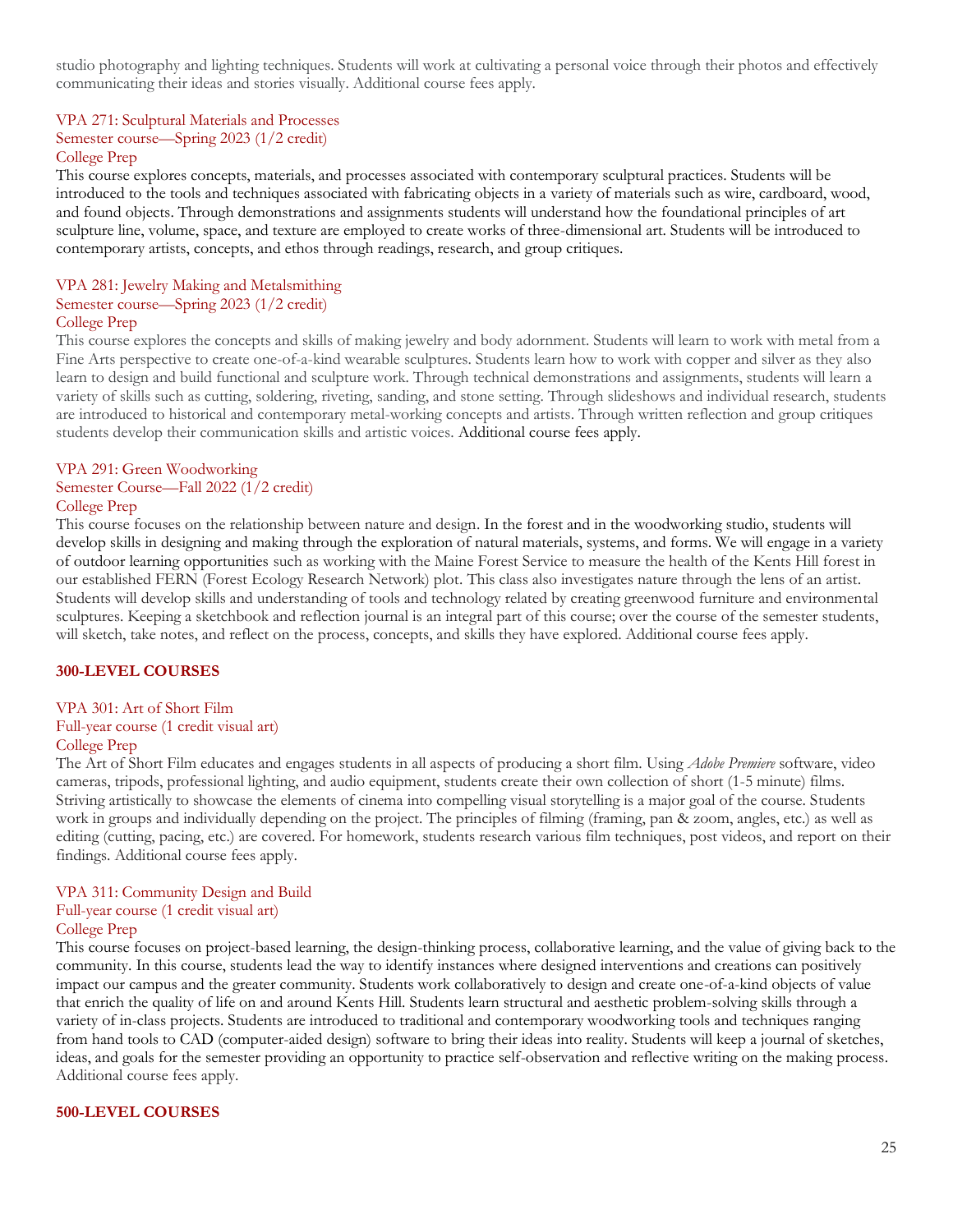studio photography and lighting techniques. Students will work at cultivating a personal voice through their photos and effectively communicating their ideas and stories visually. Additional course fees apply.

VPA 271: Sculptural Materials and Processes
Semester course—Spring 2023 (1/2 credit)
College Prep
This course explores concepts, materials, and processes associated with contemporary sculptural practices. Students will be introduced to the tools and techniques associated with fabricating objects in a variety of materials such as wire, cardboard, wood, and found objects. Through demonstrations and assignments students will understand how the foundational principles of art sculpture line, volume, space, and texture are employed to create works of three-dimensional art. Students will be introduced to contemporary artists, concepts, and ethos through readings, research, and group critiques.

VPA 281: Jewelry Making and Metalsmithing
Semester course—Spring 2023 (1/2 credit)
College Prep
This course explores the concepts and skills of making jewelry and body adornment. Students will learn to work with metal from a Fine Arts perspective to create one-of-a-kind wearable sculptures. Students learn how to work with copper and silver as they also learn to design and build functional and sculpture work. Through technical demonstrations and assignments, students will learn a variety of skills such as cutting, soldering, riveting, sanding, and stone setting. Through slideshows and individual research, students are introduced to historical and contemporary metal-working concepts and artists. Through written reflection and group critiques students develop their communication skills and artistic voices. Additional course fees apply.

VPA 291: Green Woodworking
Semester Course—Fall 2022 (1/2 credit)
College Prep
This course focuses on the relationship between nature and design. In the forest and in the woodworking studio, students will develop skills in designing and making through the exploration of natural materials, systems, and forms. We will engage in a variety of outdoor learning opportunities such as working with the Maine Forest Service to measure the health of the Kents Hill forest in our established FERN (Forest Ecology Research Network) plot. This class also investigates nature through the lens of an artist. Students will develop skills and understanding of tools and technology related by creating greenwood furniture and environmental sculptures. Keeping a sketchbook and reflection journal is an integral part of this course; over the course of the semester students, will sketch, take notes, and reflect on the process, concepts, and skills they have explored. Additional course fees apply.

**300-LEVEL COURSES**

VPA 301: Art of Short Film
Full-year course (1 credit visual art)
College Prep
The Art of Short Film educates and engages students in all aspects of producing a short film. Using *Adobe Premiere* software, video cameras, tripods, professional lighting, and audio equipment, students create their own collection of short (1-5 minute) films. Striving artistically to showcase the elements of cinema into compelling visual storytelling is a major goal of the course. Students work in groups and individually depending on the project. The principles of filming (framing, pan & zoom, angles, etc.) as well as editing (cutting, pacing, etc.) are covered. For homework, students research various film techniques, post videos, and report on their findings. Additional course fees apply.

VPA 311: Community Design and Build
Full-year course (1 credit visual art)
College Prep
This course focuses on project-based learning, the design-thinking process, collaborative learning, and the value of giving back to the community. In this course, students lead the way to identify instances where designed interventions and creations can positively impact our campus and the greater community. Students work collaboratively to design and create one-of-a-kind objects of value that enrich the quality of life on and around Kents Hill. Students learn structural and aesthetic problem-solving skills through a variety of in-class projects. Students are introduced to traditional and contemporary woodworking tools and techniques ranging from hand tools to CAD (computer-aided design) software to bring their ideas into reality. Students will keep a journal of sketches, ideas, and goals for the semester providing an opportunity to practice self-observation and reflective writing on the making process. Additional course fees apply.

**500-LEVEL COURSES**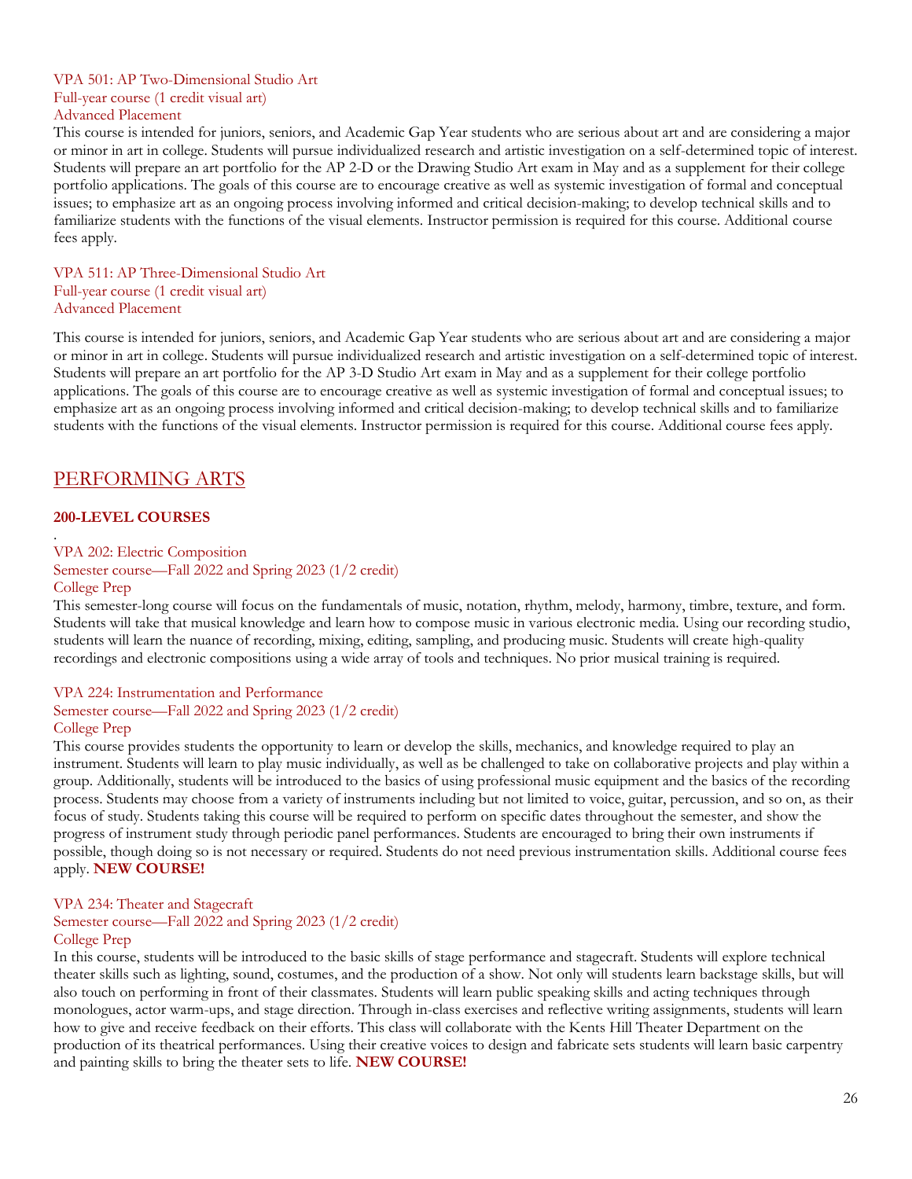VPA 501: AP Two-Dimensional Studio Art
Full-year course (1 credit visual art)
Advanced Placement

This course is intended for juniors, seniors, and Academic Gap Year students who are serious about art and are considering a major or minor in art in college. Students will pursue individualized research and artistic investigation on a self-determined topic of interest. Students will prepare an art portfolio for the AP 2-D or the Drawing Studio Art exam in May and as a supplement for their college portfolio applications. The goals of this course are to encourage creative as well as systemic investigation of formal and conceptual issues; to emphasize art as an ongoing process involving informed and critical decision-making; to develop technical skills and to familiarize students with the functions of the visual elements. Instructor permission is required for this course. Additional course fees apply.

VPA 511: AP Three-Dimensional Studio Art
Full-year course (1 credit visual art)
Advanced Placement

This course is intended for juniors, seniors, and Academic Gap Year students who are serious about art and are considering a major or minor in art in college. Students will pursue individualized research and artistic investigation on a self-determined topic of interest. Students will prepare an art portfolio for the AP 3-D Studio Art exam in May and as a supplement for their college portfolio applications. The goals of this course are to encourage creative as well as systemic investigation of formal and conceptual issues; to emphasize art as an ongoing process involving informed and critical decision-making; to develop technical skills and to familiarize students with the functions of the visual elements. Instructor permission is required for this course. Additional course fees apply.

## PERFORMING ARTS

### 200-LEVEL COURSES

.

VPA 202: Electric Composition
Semester course—Fall 2022 and Spring 2023 (1/2 credit)
College Prep

This semester-long course will focus on the fundamentals of music, notation, rhythm, melody, harmony, timbre, texture, and form. Students will take that musical knowledge and learn how to compose music in various electronic media. Using our recording studio, students will learn the nuance of recording, mixing, editing, sampling, and producing music. Students will create high-quality recordings and electronic compositions using a wide array of tools and techniques. No prior musical training is required.

VPA 224: Instrumentation and Performance
Semester course—Fall 2022 and Spring 2023 (1/2 credit)
College Prep

This course provides students the opportunity to learn or develop the skills, mechanics, and knowledge required to play an instrument. Students will learn to play music individually, as well as be challenged to take on collaborative projects and play within a group. Additionally, students will be introduced to the basics of using professional music equipment and the basics of the recording process. Students may choose from a variety of instruments including but not limited to voice, guitar, percussion, and so on, as their focus of study. Students taking this course will be required to perform on specific dates throughout the semester, and show the progress of instrument study through periodic panel performances. Students are encouraged to bring their own instruments if possible, though doing so is not necessary or required. Students do not need previous instrumentation skills. Additional course fees apply. **NEW COURSE!**

VPA 234: Theater and Stagecraft
Semester course—Fall 2022 and Spring 2023 (1/2 credit)
College Prep

In this course, students will be introduced to the basic skills of stage performance and stagecraft. Students will explore technical theater skills such as lighting, sound, costumes, and the production of a show. Not only will students learn backstage skills, but will also touch on performing in front of their classmates. Students will learn public speaking skills and acting techniques through monologues, actor warm-ups, and stage direction. Through in-class exercises and reflective writing assignments, students will learn how to give and receive feedback on their efforts. This class will collaborate with the Kents Hill Theater Department on the production of its theatrical performances. Using their creative voices to design and fabricate sets students will learn basic carpentry and painting skills to bring the theater sets to life. **NEW COURSE!**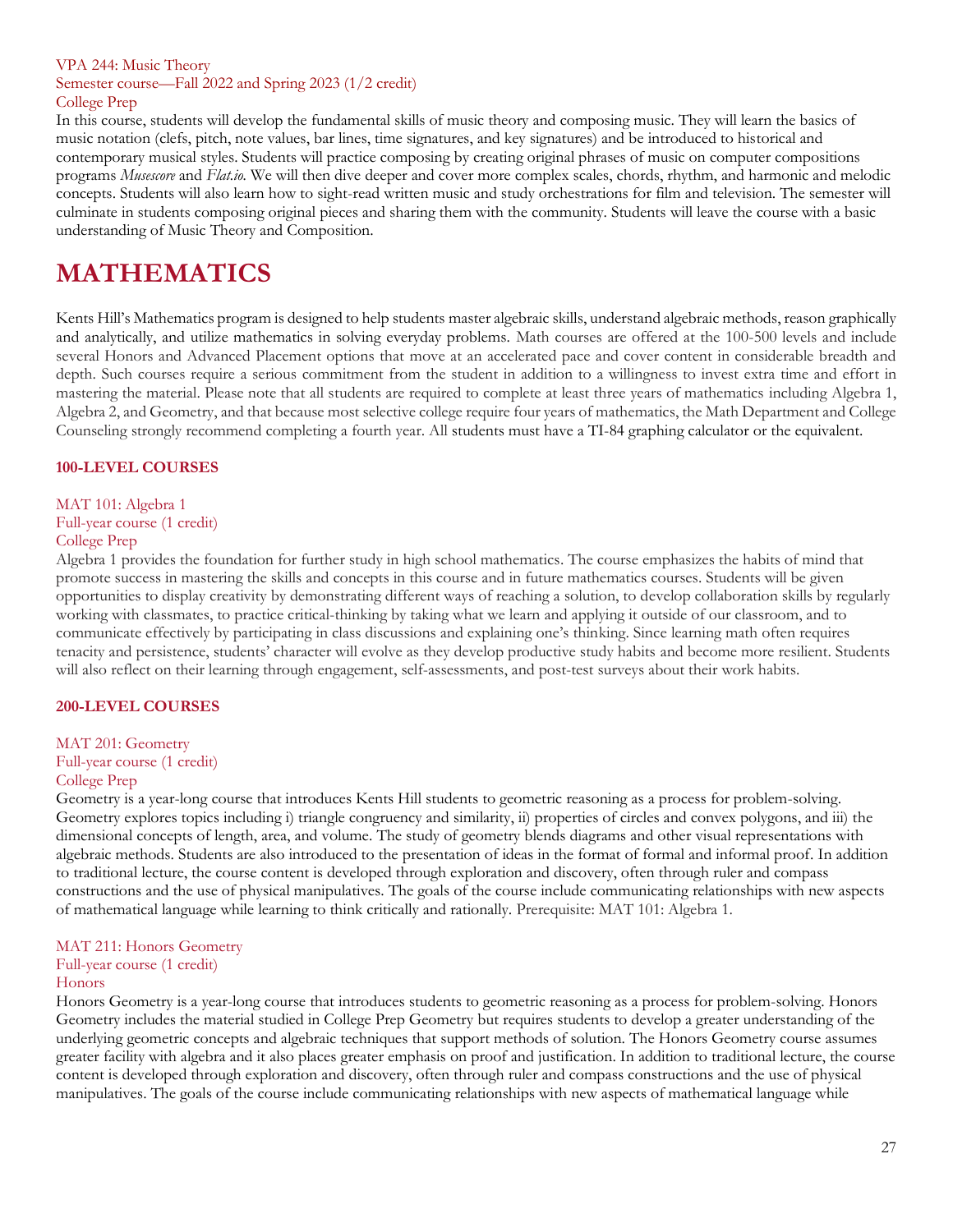VPA 244: Music Theory
Semester course—Fall 2022 and Spring 2023 (1/2 credit)
College Prep

In this course, students will develop the fundamental skills of music theory and composing music. They will learn the basics of music notation (clefs, pitch, note values, bar lines, time signatures, and key signatures) and be introduced to historical and contemporary musical styles. Students will practice composing by creating original phrases of music on computer compositions programs *Musescore* and *Flat.io*. We will then dive deeper and cover more complex scales, chords, rhythm, and harmonic and melodic concepts. Students will also learn how to sight-read written music and study orchestrations for film and television. The semester will culminate in students composing original pieces and sharing them with the community. Students will leave the course with a basic understanding of Music Theory and Composition.

# MATHEMATICS

Kents Hill's Mathematics program is designed to help students master algebraic skills, understand algebraic methods, reason graphically and analytically, and utilize mathematics in solving everyday problems. Math courses are offered at the 100-500 levels and include several Honors and Advanced Placement options that move at an accelerated pace and cover content in considerable breadth and depth. Such courses require a serious commitment from the student in addition to a willingness to invest extra time and effort in mastering the material. Please note that all students are required to complete at least three years of mathematics including Algebra 1, Algebra 2, and Geometry, and that because most selective college require four years of mathematics, the Math Department and College Counseling strongly recommend completing a fourth year. All students must have a TI-84 graphing calculator or the equivalent.

### 100-LEVEL COURSES

MAT 101: Algebra 1
Full-year course (1 credit)
College Prep

Algebra 1 provides the foundation for further study in high school mathematics. The course emphasizes the habits of mind that promote success in mastering the skills and concepts in this course and in future mathematics courses. Students will be given opportunities to display creativity by demonstrating different ways of reaching a solution, to develop collaboration skills by regularly working with classmates, to practice critical-thinking by taking what we learn and applying it outside of our classroom, and to communicate effectively by participating in class discussions and explaining one's thinking. Since learning math often requires tenacity and persistence, students' character will evolve as they develop productive study habits and become more resilient. Students will also reflect on their learning through engagement, self-assessments, and post-test surveys about their work habits.

### 200-LEVEL COURSES

MAT 201: Geometry
Full-year course (1 credit)
College Prep

Geometry is a year-long course that introduces Kents Hill students to geometric reasoning as a process for problem-solving. Geometry explores topics including i) triangle congruency and similarity, ii) properties of circles and convex polygons, and iii) the dimensional concepts of length, area, and volume. The study of geometry blends diagrams and other visual representations with algebraic methods. Students are also introduced to the presentation of ideas in the format of formal and informal proof. In addition to traditional lecture, the course content is developed through exploration and discovery, often through ruler and compass constructions and the use of physical manipulatives. The goals of the course include communicating relationships with new aspects of mathematical language while learning to think critically and rationally. Prerequisite: MAT 101: Algebra 1.

MAT 211: Honors Geometry
Full-year course (1 credit)
Honors

Honors Geometry is a year-long course that introduces students to geometric reasoning as a process for problem-solving. Honors Geometry includes the material studied in College Prep Geometry but requires students to develop a greater understanding of the underlying geometric concepts and algebraic techniques that support methods of solution. The Honors Geometry course assumes greater facility with algebra and it also places greater emphasis on proof and justification. In addition to traditional lecture, the course content is developed through exploration and discovery, often through ruler and compass constructions and the use of physical manipulatives. The goals of the course include communicating relationships with new aspects of mathematical language while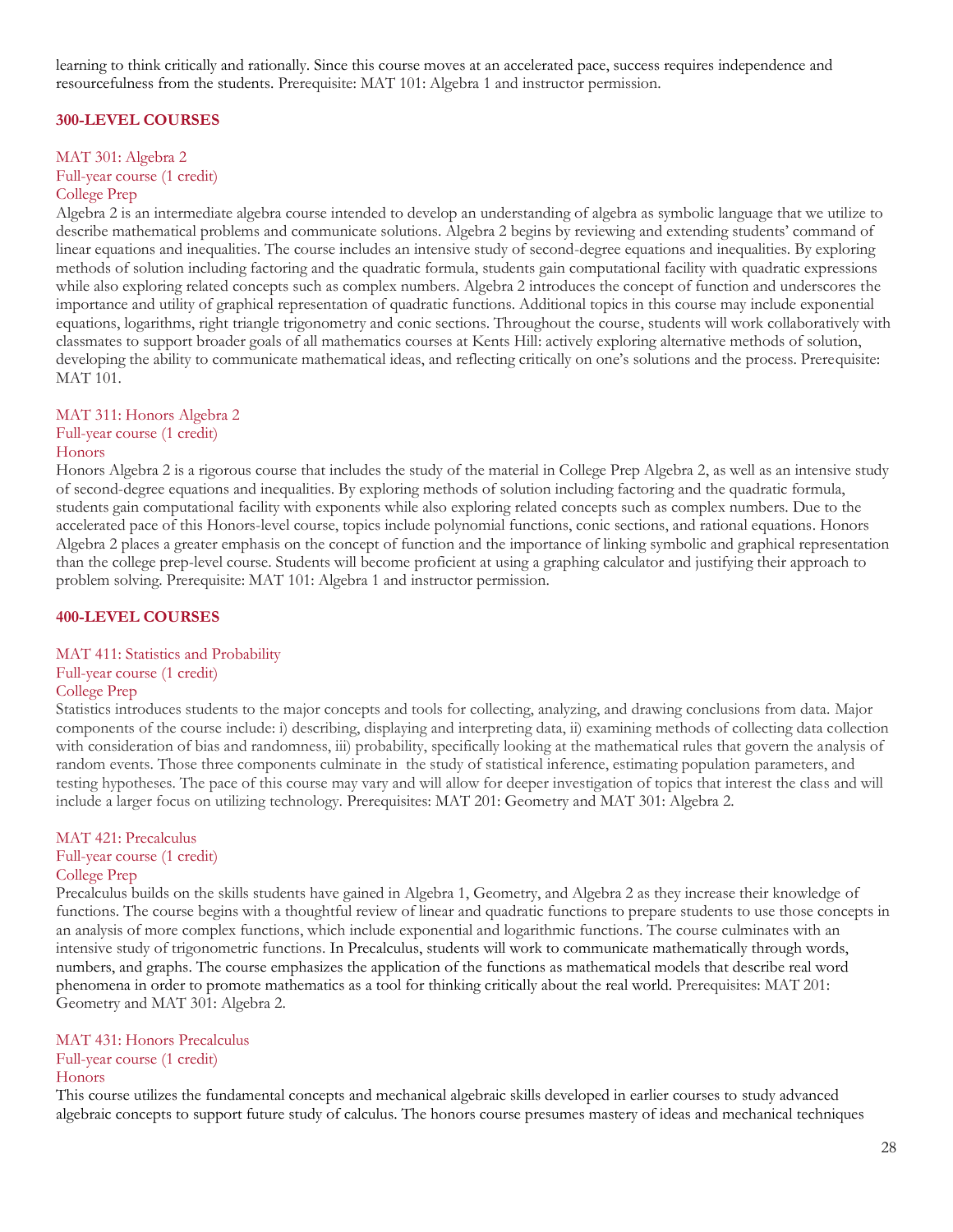learning to think critically and rationally. Since this course moves at an accelerated pace, success requires independence and resourcefulness from the students. Prerequisite: MAT 101: Algebra 1 and instructor permission.

## 300-LEVEL COURSES

### MAT 301: Algebra 2
Full-year course (1 credit)
College Prep

Algebra 2 is an intermediate algebra course intended to develop an understanding of algebra as symbolic language that we utilize to describe mathematical problems and communicate solutions. Algebra 2 begins by reviewing and extending students' command of linear equations and inequalities. The course includes an intensive study of second-degree equations and inequalities. By exploring methods of solution including factoring and the quadratic formula, students gain computational facility with quadratic expressions while also exploring related concepts such as complex numbers. Algebra 2 introduces the concept of function and underscores the importance and utility of graphical representation of quadratic functions. Additional topics in this course may include exponential equations, logarithms, right triangle trigonometry and conic sections. Throughout the course, students will work collaboratively with classmates to support broader goals of all mathematics courses at Kents Hill: actively exploring alternative methods of solution, developing the ability to communicate mathematical ideas, and reflecting critically on one's solutions and the process. Prerequisite: MAT 101.

### MAT 311: Honors Algebra 2
Full-year course (1 credit)
Honors

Honors Algebra 2 is a rigorous course that includes the study of the material in College Prep Algebra 2, as well as an intensive study of second-degree equations and inequalities. By exploring methods of solution including factoring and the quadratic formula, students gain computational facility with exponents while also exploring related concepts such as complex numbers. Due to the accelerated pace of this Honors-level course, topics include polynomial functions, conic sections, and rational equations. Honors Algebra 2 places a greater emphasis on the concept of function and the importance of linking symbolic and graphical representation than the college prep-level course. Students will become proficient at using a graphing calculator and justifying their approach to problem solving. Prerequisite: MAT 101: Algebra 1 and instructor permission.

## 400-LEVEL COURSES

### MAT 411: Statistics and Probability
Full-year course (1 credit)
College Prep

Statistics introduces students to the major concepts and tools for collecting, analyzing, and drawing conclusions from data. Major components of the course include: i) describing, displaying and interpreting data, ii) examining methods of collecting data collection with consideration of bias and randomness, iii) probability, specifically looking at the mathematical rules that govern the analysis of random events. Those three components culminate in the study of statistical inference, estimating population parameters, and testing hypotheses. The pace of this course may vary and will allow for deeper investigation of topics that interest the class and will include a larger focus on utilizing technology. Prerequisites: MAT 201: Geometry and MAT 301: Algebra 2.

### MAT 421: Precalculus
Full-year course (1 credit)
College Prep

Precalculus builds on the skills students have gained in Algebra 1, Geometry, and Algebra 2 as they increase their knowledge of functions. The course begins with a thoughtful review of linear and quadratic functions to prepare students to use those concepts in an analysis of more complex functions, which include exponential and logarithmic functions. The course culminates with an intensive study of trigonometric functions. In Precalculus, students will work to communicate mathematically through words, numbers, and graphs. The course emphasizes the application of the functions as mathematical models that describe real word phenomena in order to promote mathematics as a tool for thinking critically about the real world. Prerequisites: MAT 201: Geometry and MAT 301: Algebra 2.

### MAT 431: Honors Precalculus
Full-year course (1 credit)
Honors

This course utilizes the fundamental concepts and mechanical algebraic skills developed in earlier courses to study advanced algebraic concepts to support future study of calculus. The honors course presumes mastery of ideas and mechanical techniques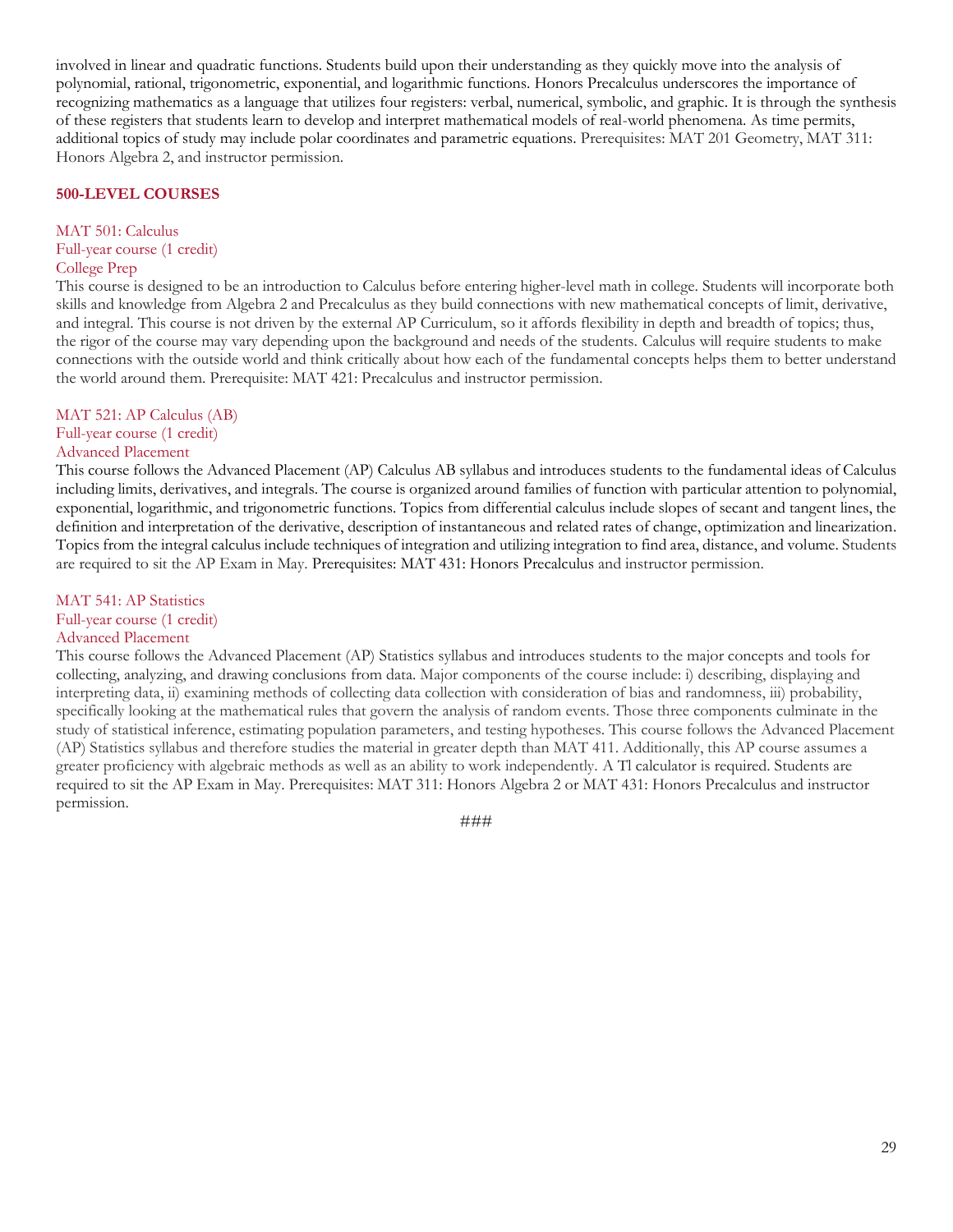involved in linear and quadratic functions. Students build upon their understanding as they quickly move into the analysis of polynomial, rational, trigonometric, exponential, and logarithmic functions. Honors Precalculus underscores the importance of recognizing mathematics as a language that utilizes four registers: verbal, numerical, symbolic, and graphic. It is through the synthesis of these registers that students learn to develop and interpret mathematical models of real-world phenomena. As time permits, additional topics of study may include polar coordinates and parametric equations. Prerequisites: MAT 201 Geometry, MAT 311: Honors Algebra 2, and instructor permission.

## 500-LEVEL COURSES

MAT 501: Calculus
Full-year course (1 credit)
College Prep

This course is designed to be an introduction to Calculus before entering higher-level math in college. Students will incorporate both skills and knowledge from Algebra 2 and Precalculus as they build connections with new mathematical concepts of limit, derivative, and integral. This course is not driven by the external AP Curriculum, so it affords flexibility in depth and breadth of topics; thus, the rigor of the course may vary depending upon the background and needs of the students. Calculus will require students to make connections with the outside world and think critically about how each of the fundamental concepts helps them to better understand the world around them. Prerequisite: MAT 421: Precalculus and instructor permission.

MAT 521: AP Calculus (AB)
Full-year course (1 credit)
Advanced Placement

This course follows the Advanced Placement (AP) Calculus AB syllabus and introduces students to the fundamental ideas of Calculus including limits, derivatives, and integrals. The course is organized around families of function with particular attention to polynomial, exponential, logarithmic, and trigonometric functions. Topics from differential calculus include slopes of secant and tangent lines, the definition and interpretation of the derivative, description of instantaneous and related rates of change, optimization and linearization. Topics from the integral calculus include techniques of integration and utilizing integration to find area, distance, and volume. Students are required to sit the AP Exam in May. Prerequisites: MAT 431: Honors Precalculus and instructor permission.

MAT 541: AP Statistics
Full-year course (1 credit)
Advanced Placement

This course follows the Advanced Placement (AP) Statistics syllabus and introduces students to the major concepts and tools for collecting, analyzing, and drawing conclusions from data. Major components of the course include: i) describing, displaying and interpreting data, ii) examining methods of collecting data collection with consideration of bias and randomness, iii) probability, specifically looking at the mathematical rules that govern the analysis of random events. Those three components culminate in the study of statistical inference, estimating population parameters, and testing hypotheses. This course follows the Advanced Placement (AP) Statistics syllabus and therefore studies the material in greater depth than MAT 411. Additionally, this AP course assumes a greater proficiency with algebraic methods as well as an ability to work independently. A Tl calculator is required. Students are required to sit the AP Exam in May. Prerequisites: MAT 311: Honors Algebra 2 or MAT 431: Honors Precalculus and instructor permission.

###